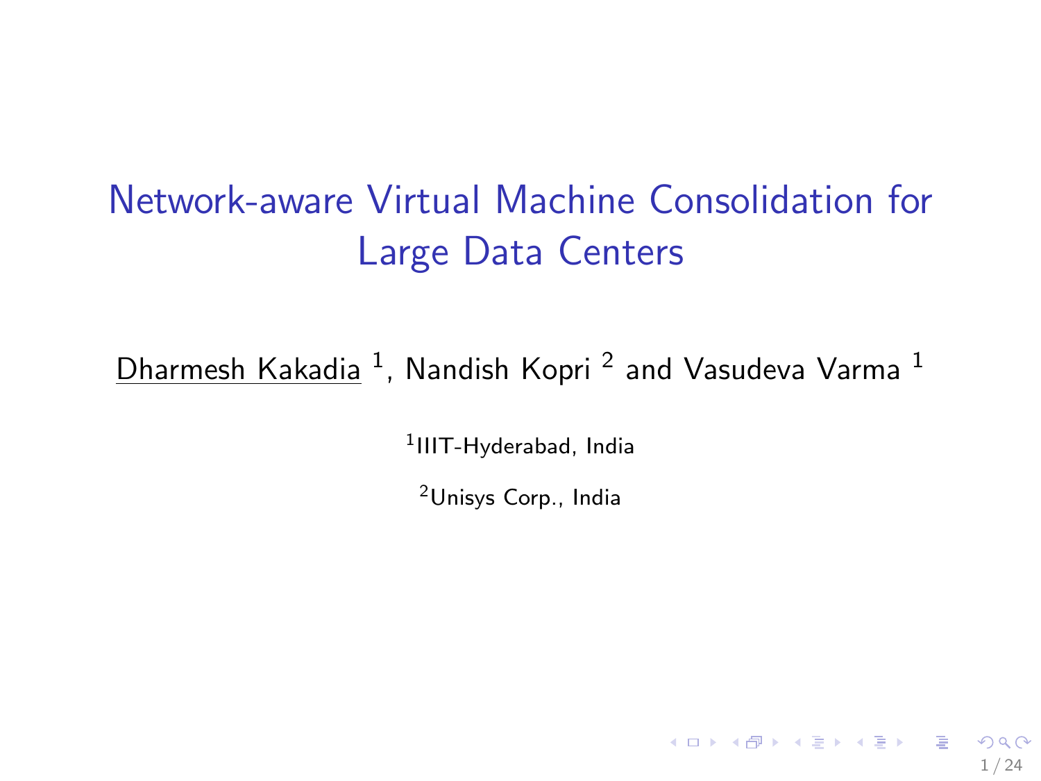# Network-aware Virtual Machine Consolidation for Large Data Centers

Dharmesh Kakadia [1], Nandish Kopri [2] and Vasudeva Varma [1]

[1] IIIT-Hyderabad, India

[2] Unisys Corp., India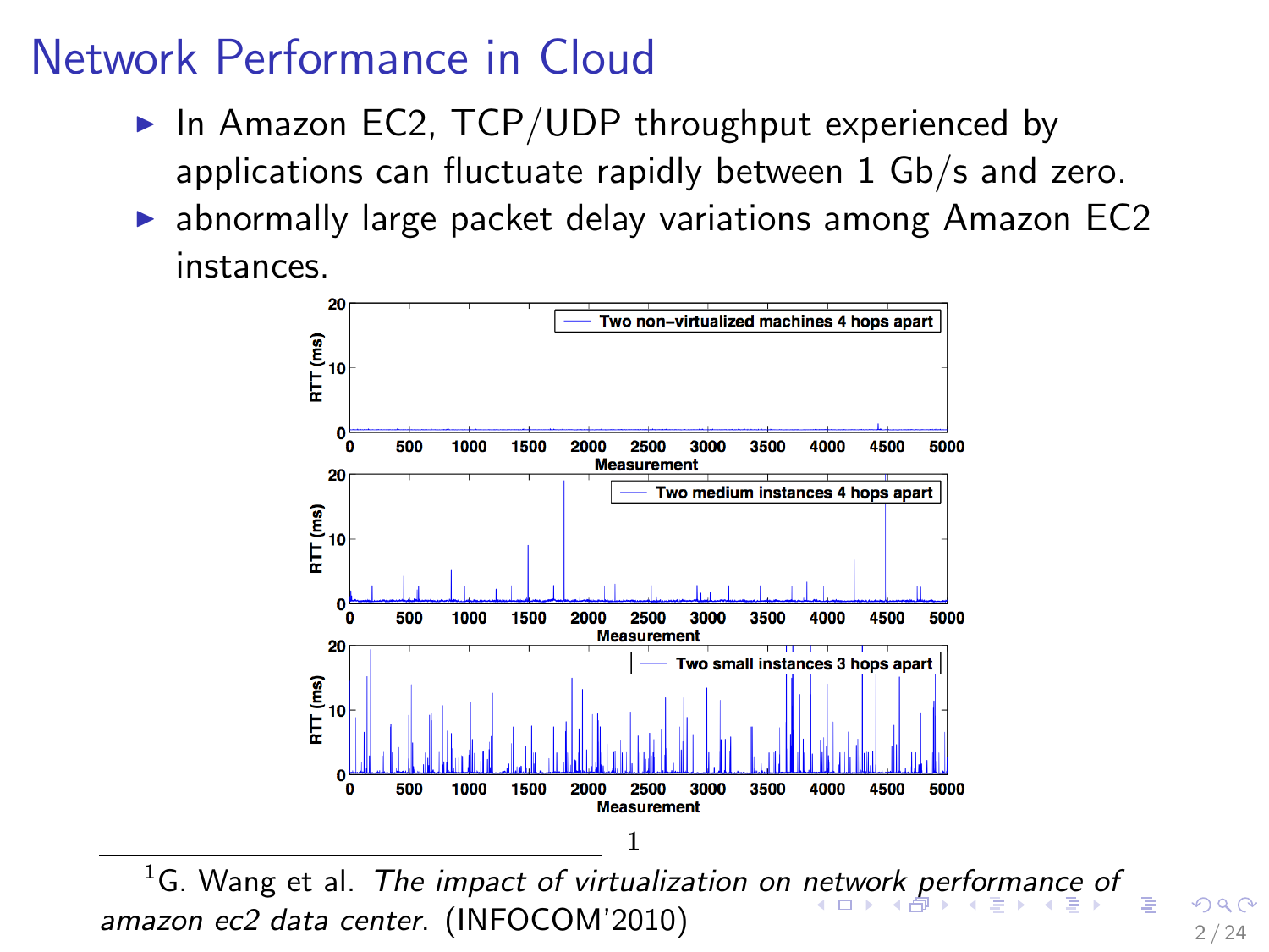# Network Performance in Cloud

- In Amazon EC2, TCP/UDP throughput experienced by applications can fluctuate rapidly between 1 Gb/s and zero.
- abnormally large packet delay variations among Amazon EC2 instances.

[1]

[1] G. Wang et al. *The impact of virtualization on network performance of amazon ec2 data center*. (INFOCOM'2010)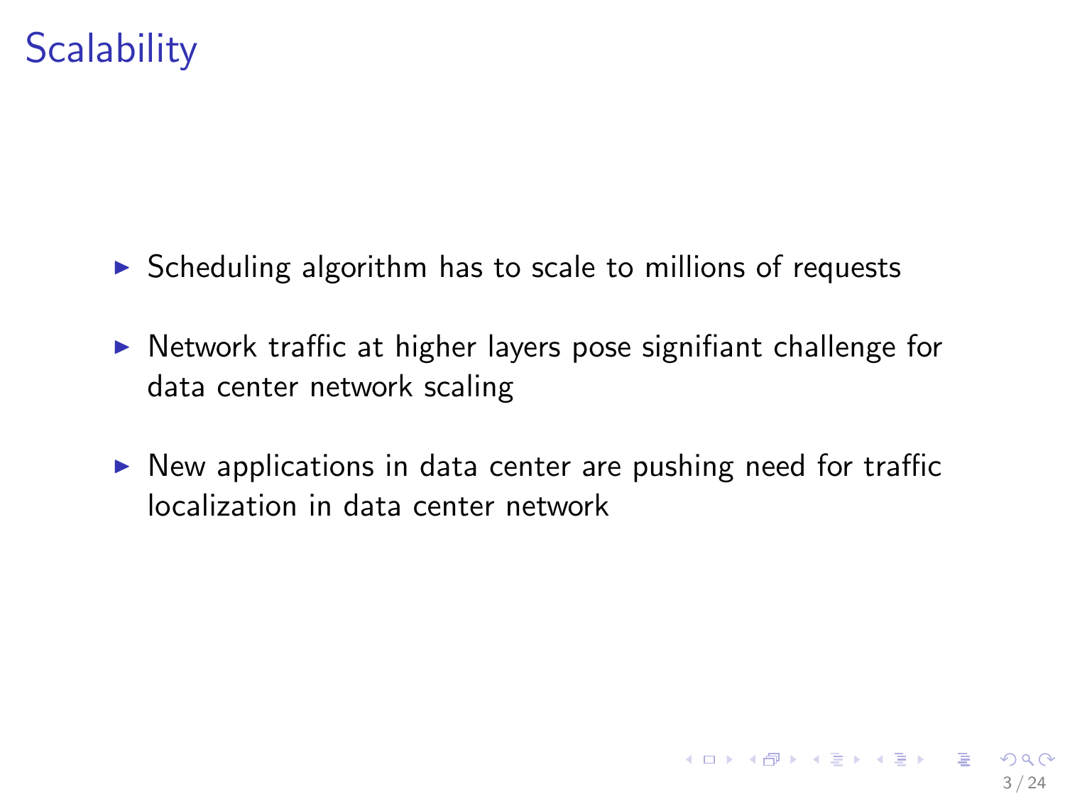# Scalability

- Scheduling algorithm has to scale to millions of requests
- Network traffic at higher layers pose signifiant challenge for data center network scaling
- New applications in data center are pushing need for traffic localization in data center network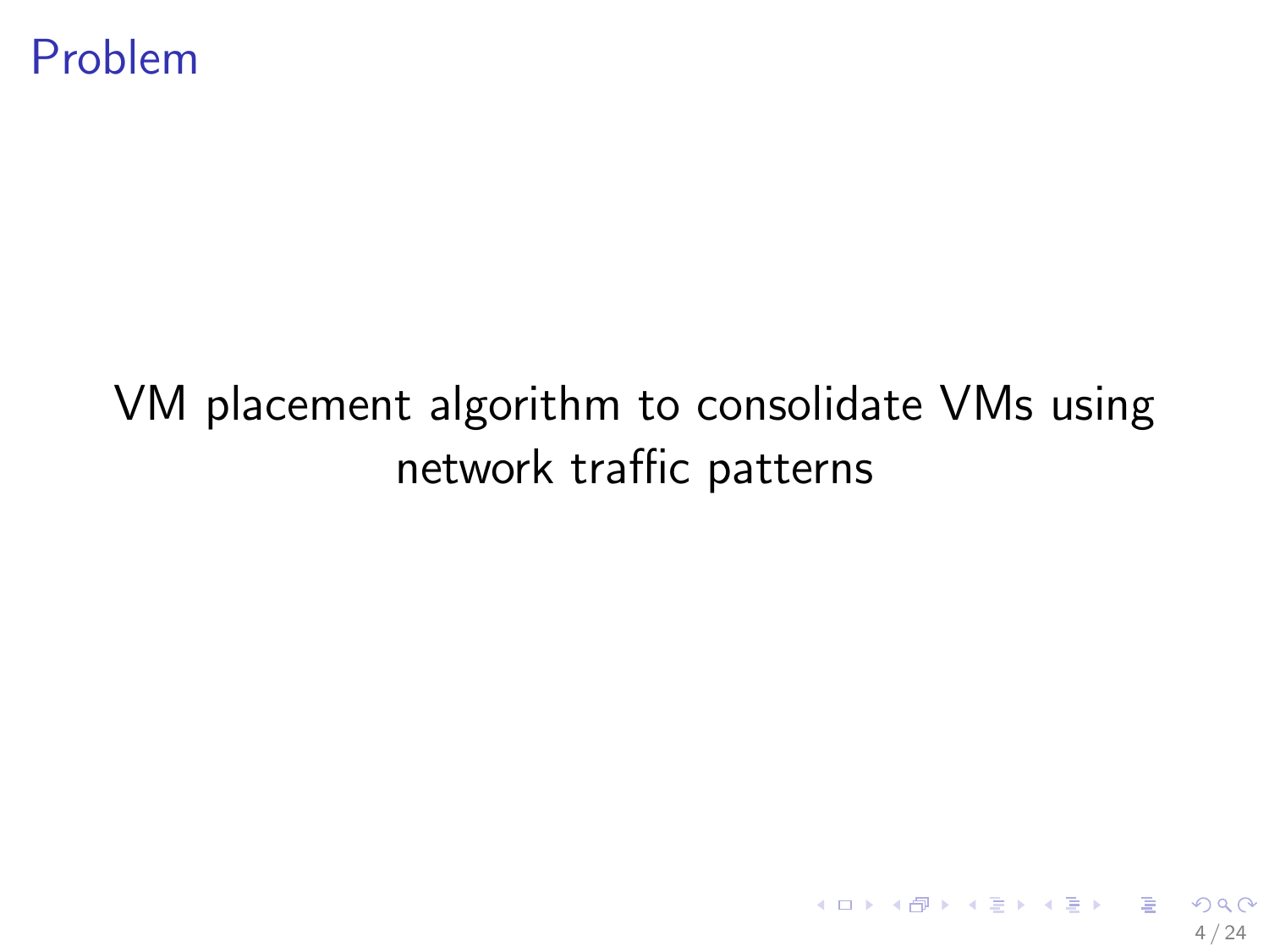# Problem

VM placement algorithm to consolidate VMs using network traffic patterns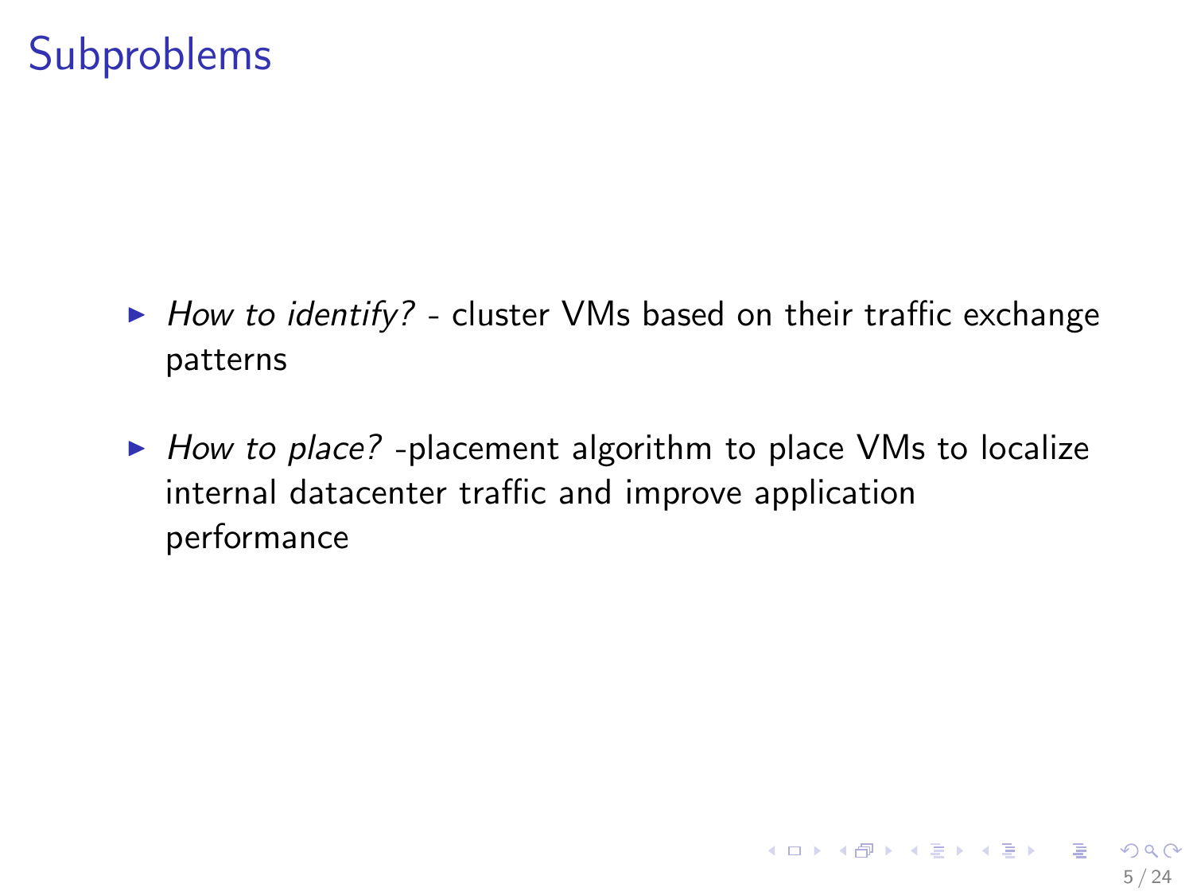# Subproblems

- *How to identify?* - cluster VMs based on their traffic exchange patterns
- *How to place?* -placement algorithm to place VMs to localize internal datacenter traffic and improve application performance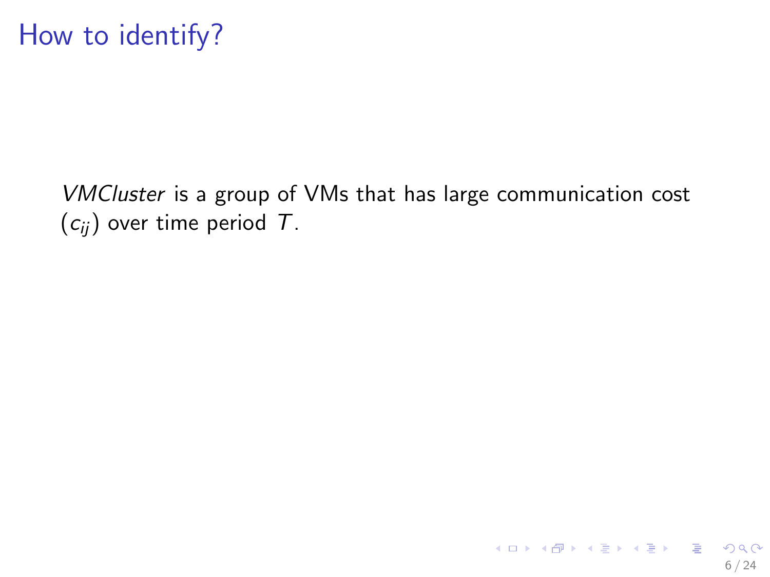# How to identify?

*VMCluster* is a group of VMs that has large communication cost ($c_{ij}$) over time period $T$.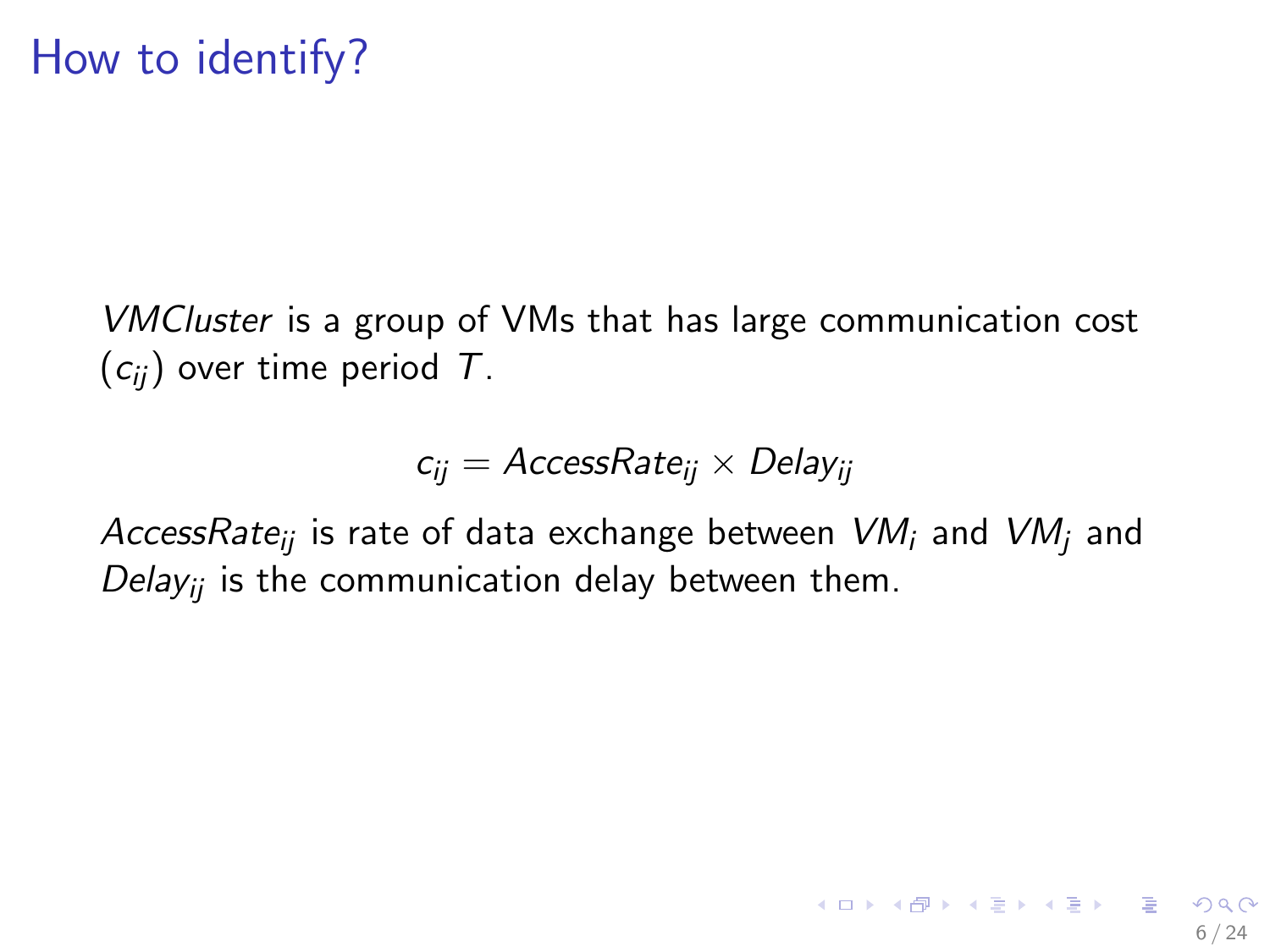# How to identify?

*VMCluster* is a group of VMs that has large communication cost ($c_{ij}$) over time period $T$.

$$c_{ij} = AccessRate_{ij} \times Delay_{ij}$$

$AccessRate_{ij}$ is rate of data exchange between $VM_i$ and $VM_j$ and $Delay_{ij}$ is the communication delay between them.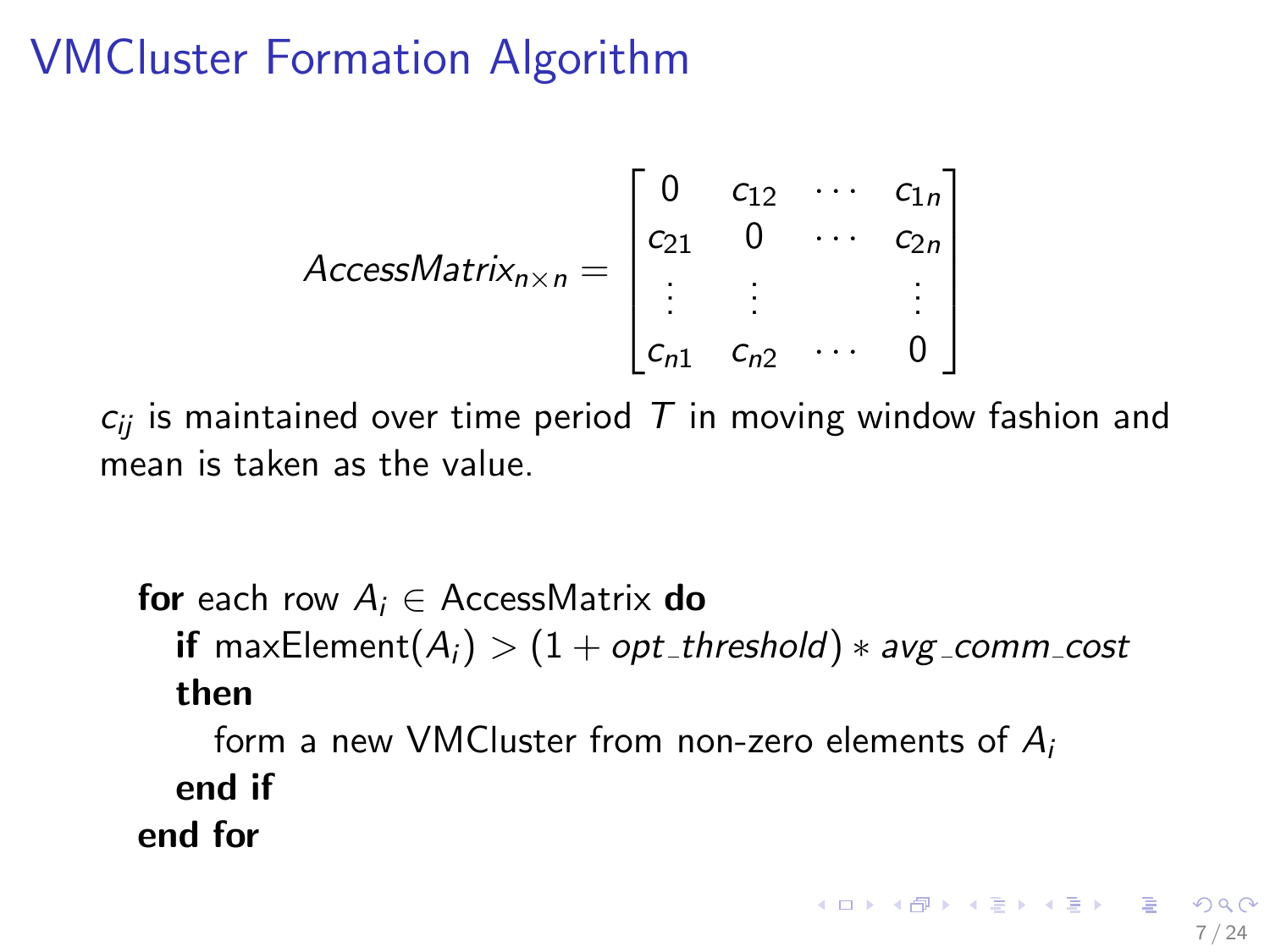# VMCluster Formation Algorithm

$$AccessMatrix_{n \times n} = \begin{bmatrix} 0 & c_{12} & \cdots & c_{1n} \\ c_{21} & 0 & \cdots & c_{2n} \\ \vdots & \vdots & & \vdots \\ c_{n1} & c_{n2} & \cdots & 0 \end{bmatrix}$$

$c_{ij}$ is maintained over time period $T$ in moving window fashion and mean is taken as the value.

**for** each row $A_i \in$ AccessMatrix **do**
  **if** maxElement($A_i$) $> (1 + opt\_threshold) * avg\_comm\_cost$ **then**
    form a new VMCluster from non-zero elements of $A_i$
  **end if**
**end for**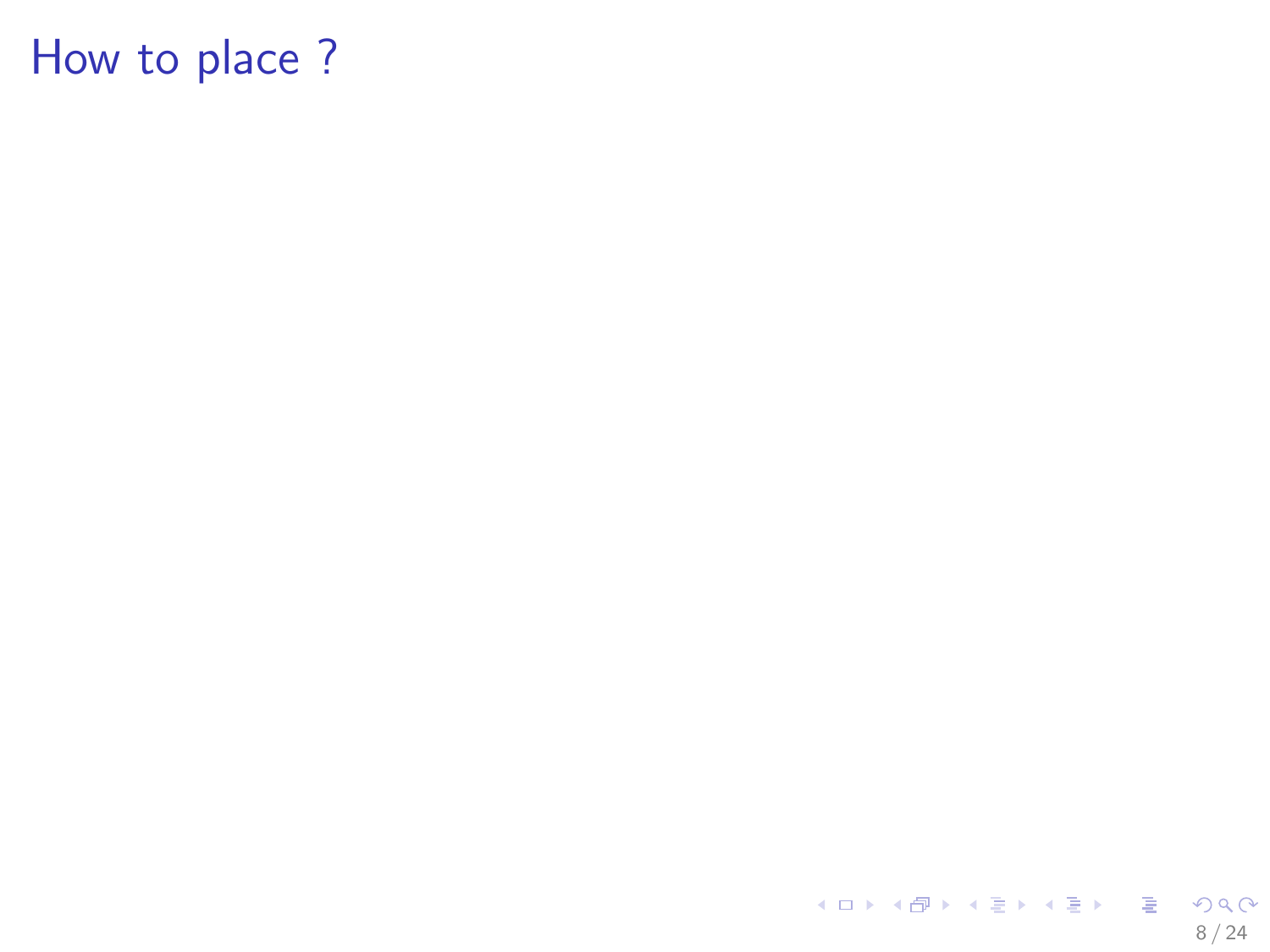# How to place ?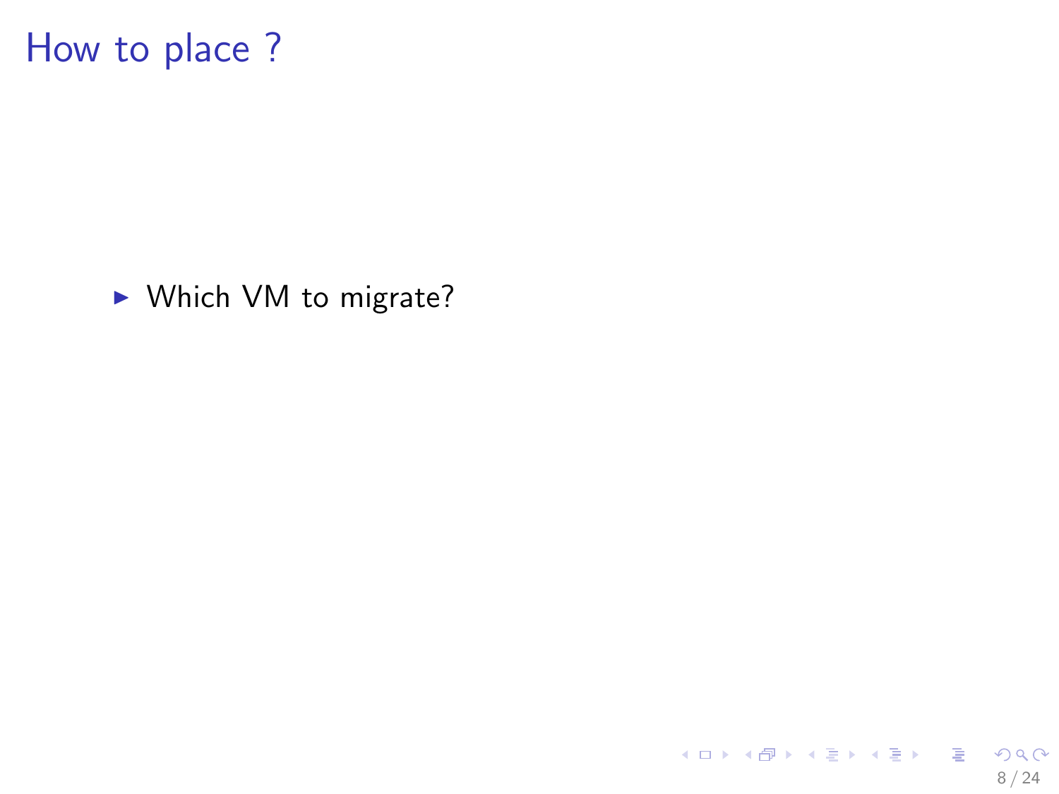# How to place ?

- Which VM to migrate?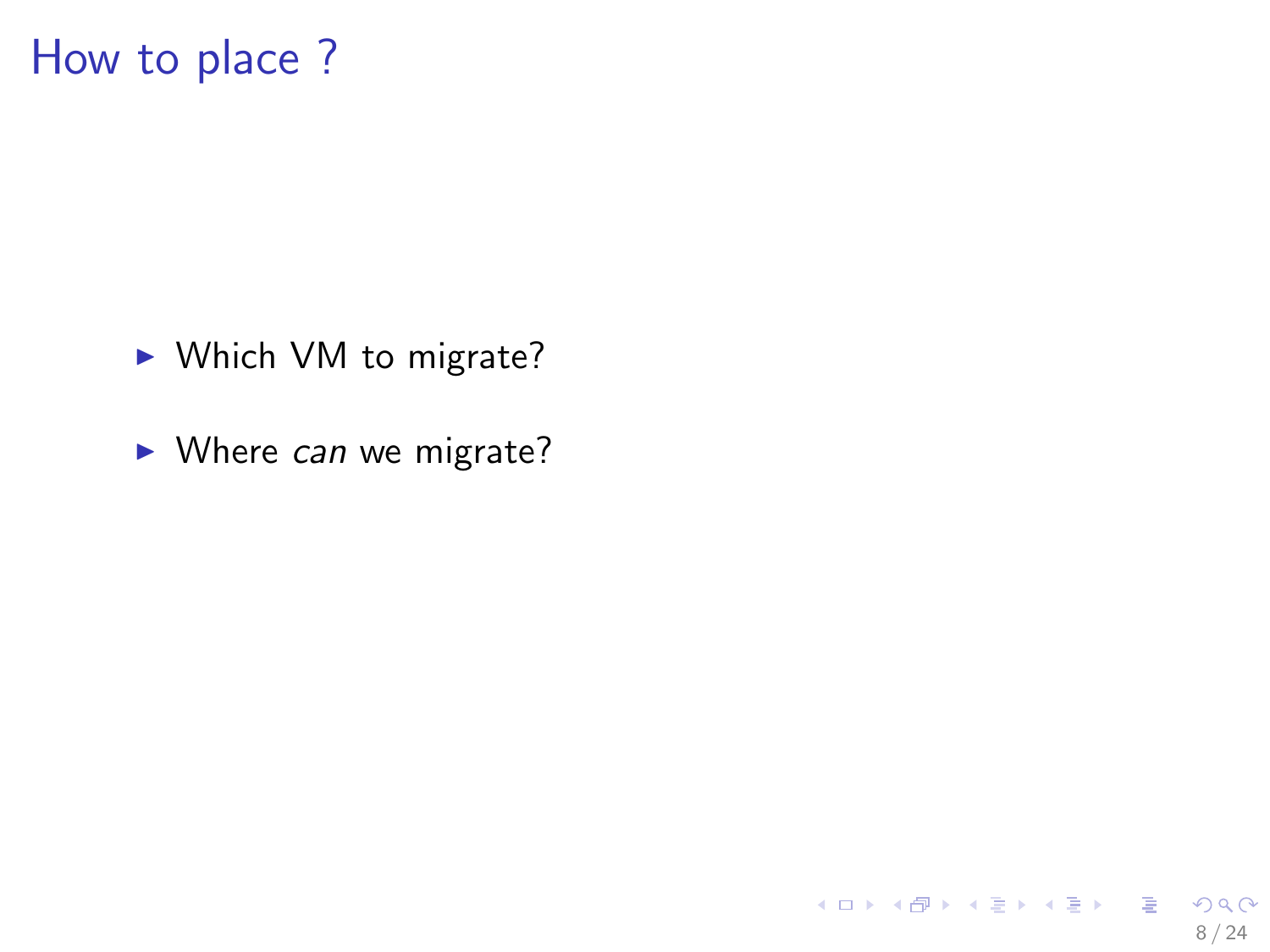# How to place ?

- Which VM to migrate?
- Where *can* we migrate?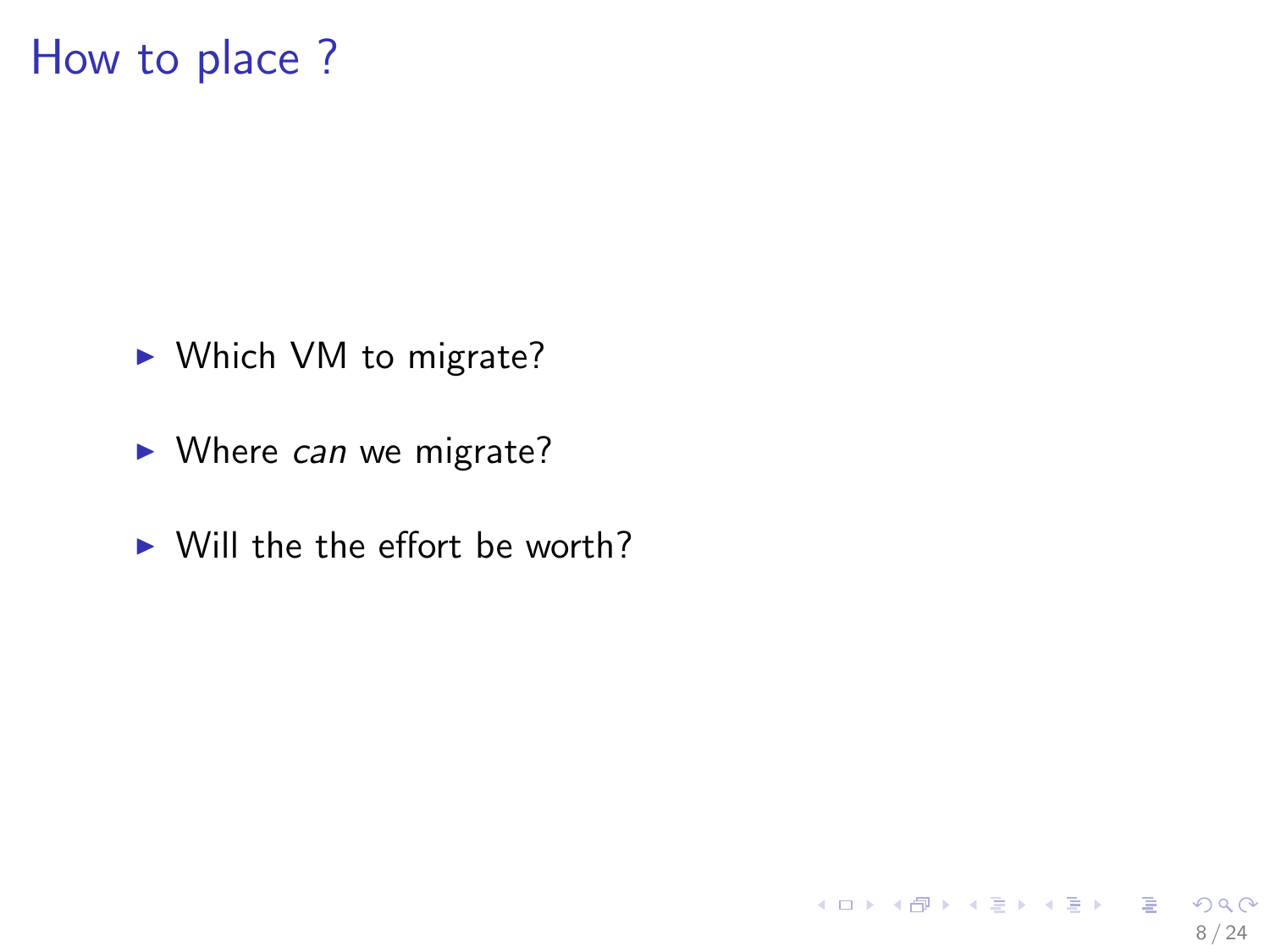# How to place ?

- Which VM to migrate?
- Where *can* we migrate?
- Will the the effort be worth?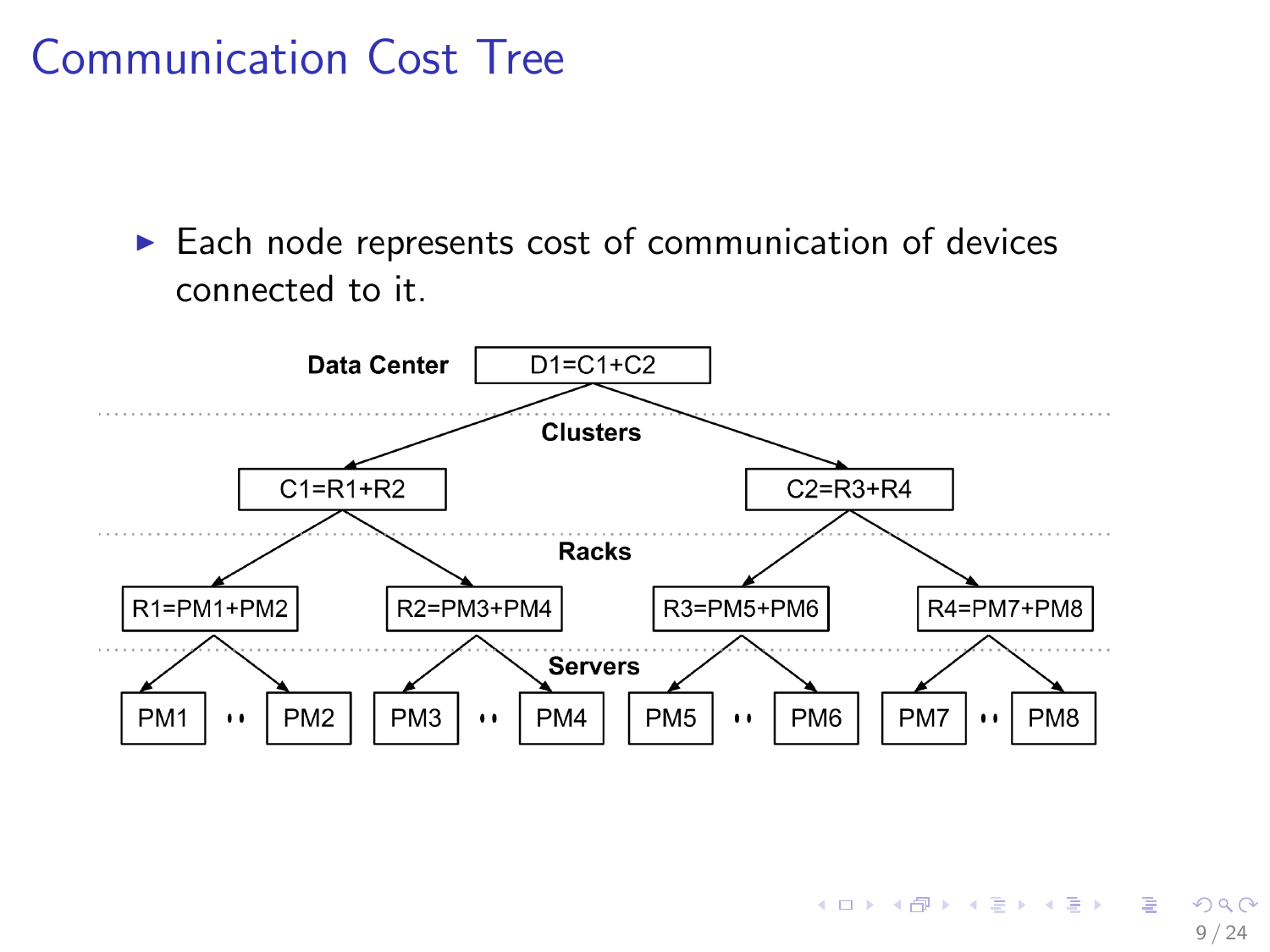# Communication Cost Tree

- Each node represents cost of communication of devices connected to it.

Data Center: D1=C1+C2

Clusters: C1=R1+R2, C2=R3+R4

Racks: R1=PM1+PM2, R2=PM3+PM4, R3=PM5+PM6, R4=PM7+PM8

Servers: PM1 .. PM2, PM3 .. PM4, PM5 .. PM6, PM7 .. PM8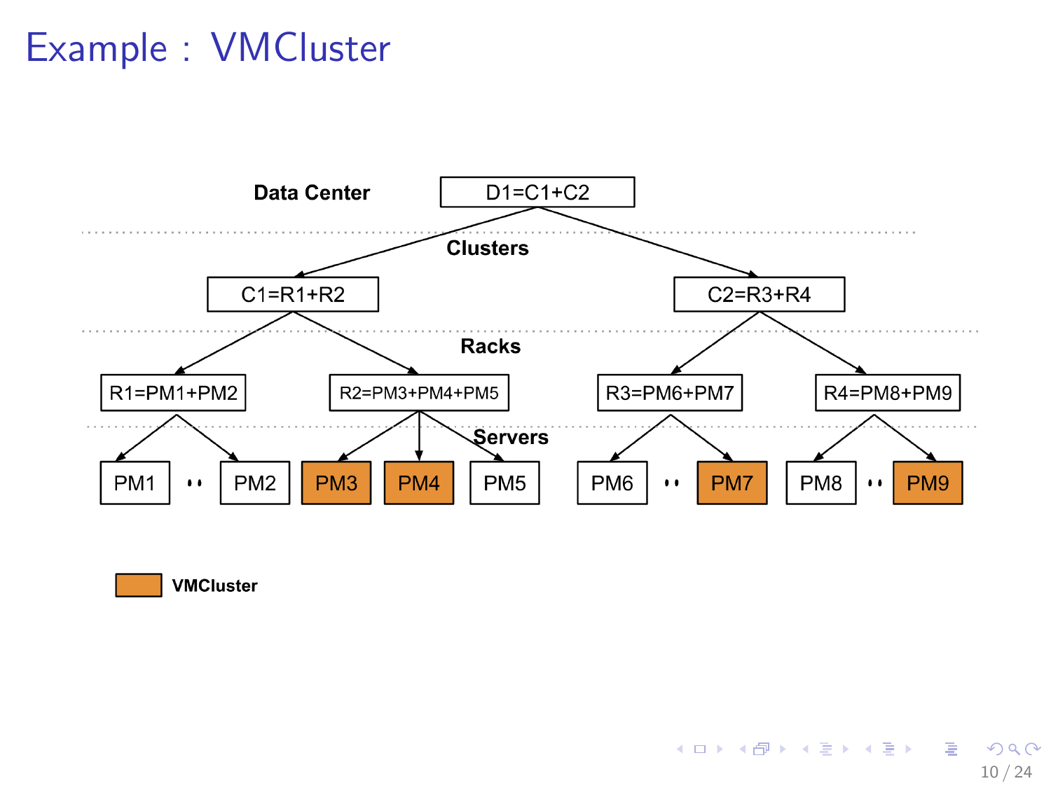# Example : VMCluster

Data Center

D1=C1+C2

Clusters

C1=R1+R2

C2=R3+R4

Racks

R1=PM1+PM2

R2=PM3+PM4+PM5

R3=PM6+PM7

R4=PM8+PM9

Servers

PM1 .. PM2 PM3 PM4 PM5 PM6 .. PM7 PM8 .. PM9

VMCluster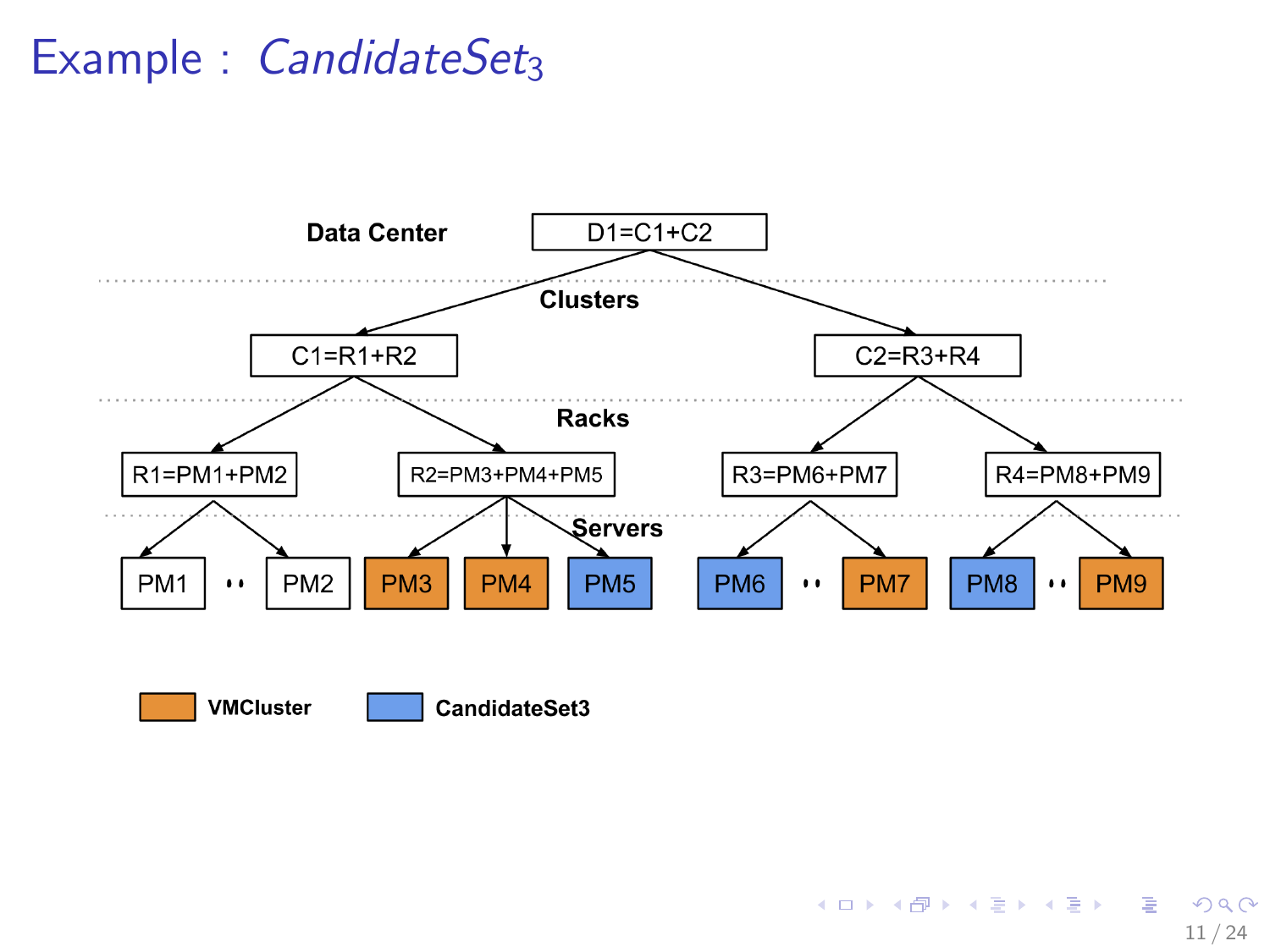# Example : *CandidateSet*$_3$

Data Center

D1=C1+C2

Clusters

C1=R1+R2

C2=R3+R4

Racks

R1=PM1+PM2

R2=PM3+PM4+PM5

R3=PM6+PM7

R4=PM8+PM9

Servers

PM1 .. PM2 PM3 PM4 PM5 PM6 .. PM7 PM8 .. PM9

VMCluster: PM3, PM4, PM7, PM9

CandidateSet3: PM5, PM6, PM8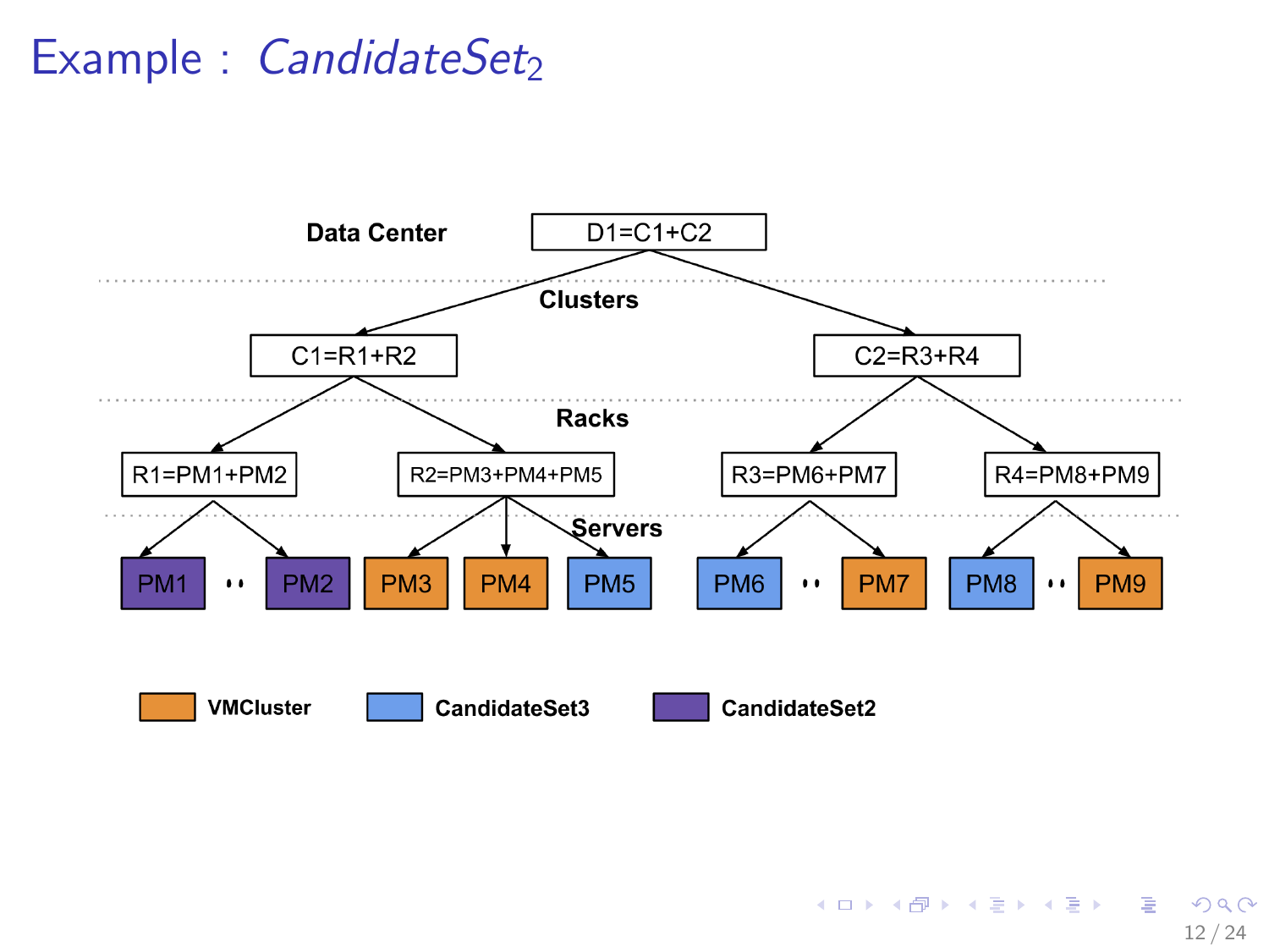# Example : $CandidateSet_2$

Data Center

D1=C1+C2

Clusters

C1=R1+R2

C2=R3+R4

Racks

R1=PM1+PM2

R2=PM3+PM4+PM5

R3=PM6+PM7

R4=PM8+PM9

Servers

PM1 .. PM2 PM3 PM4 PM5 PM6 .. PM7 PM8 .. PM9

VMCluster CandidateSet3 CandidateSet2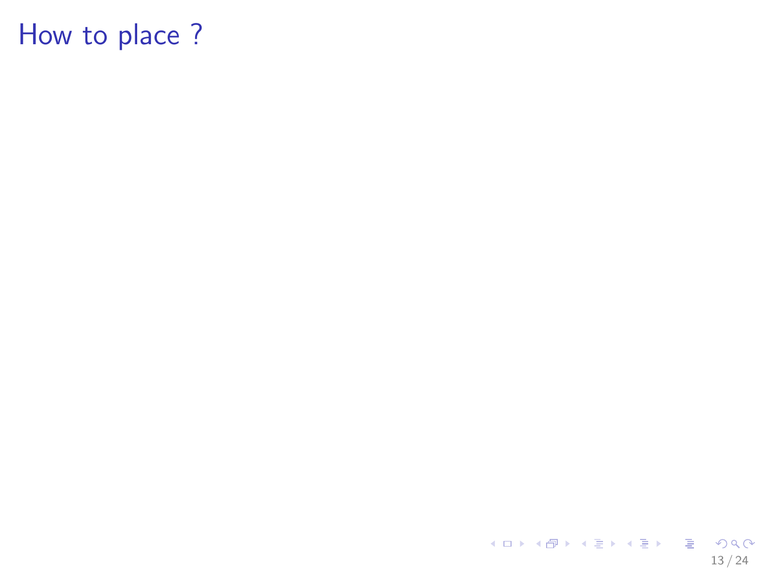# How to place ?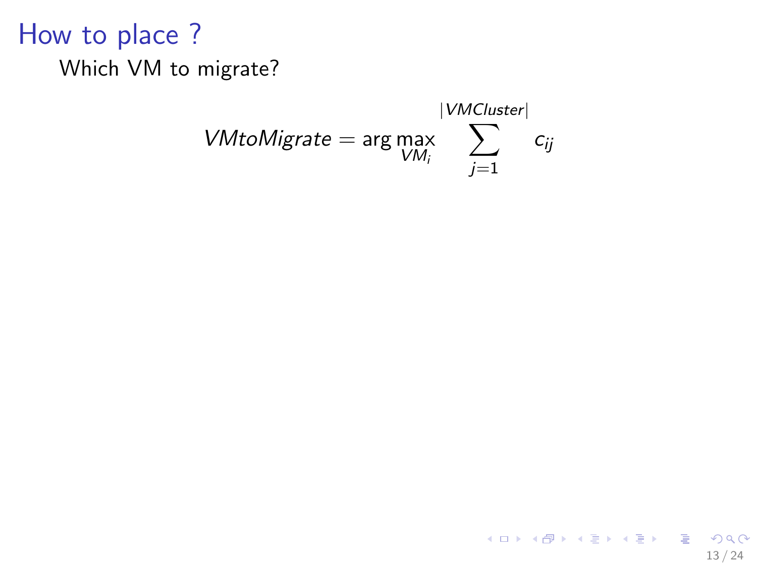# How to place ?

Which VM to migrate?

$$VMtoMigrate = \arg\max_{VM_i} \sum_{j=1}^{|VMCluster|} c_{ij}$$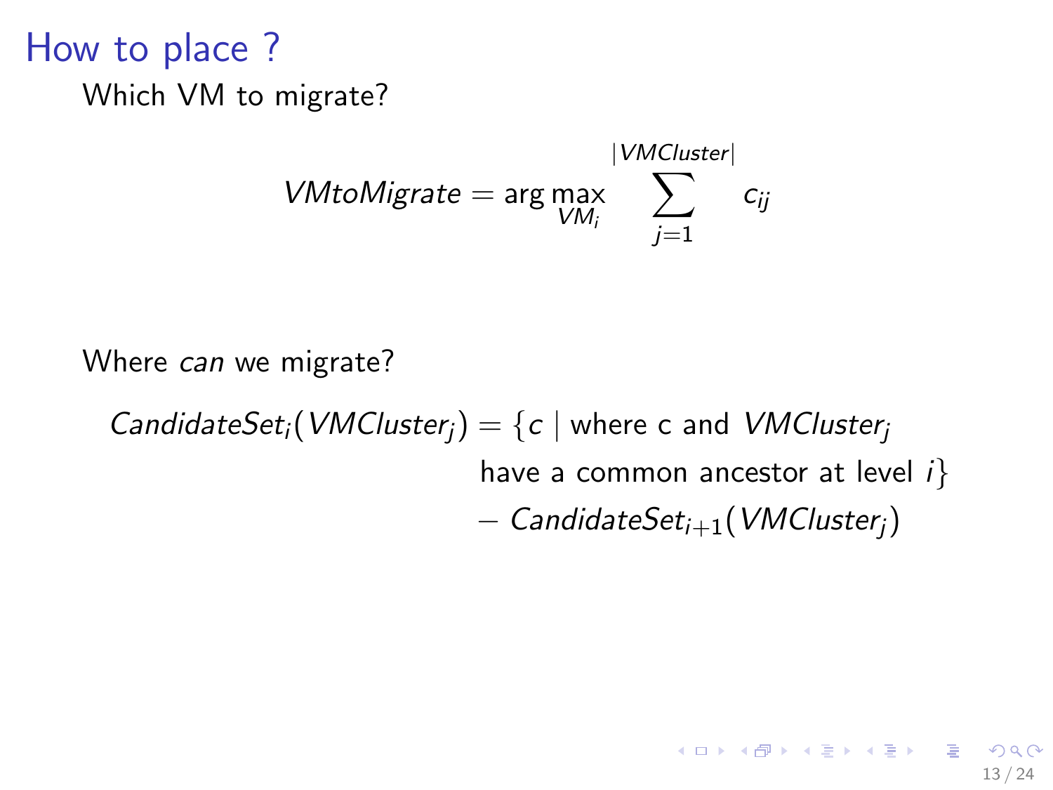# How to place ?

Which VM to migrate?

$$VMtoMigrate = \arg\max_{VM_i} \sum_{j=1}^{|VMCluster|} c_{ij}$$

Where *can* we migrate?

$$\begin{aligned} CandidateSet_i(VMCluster_j) = \{c \mid & \text{ where c and } VMCluster_j \\ & \text{have a common ancestor at level } i\} \\ & - CandidateSet_{i+1}(VMCluster_j) \end{aligned}$$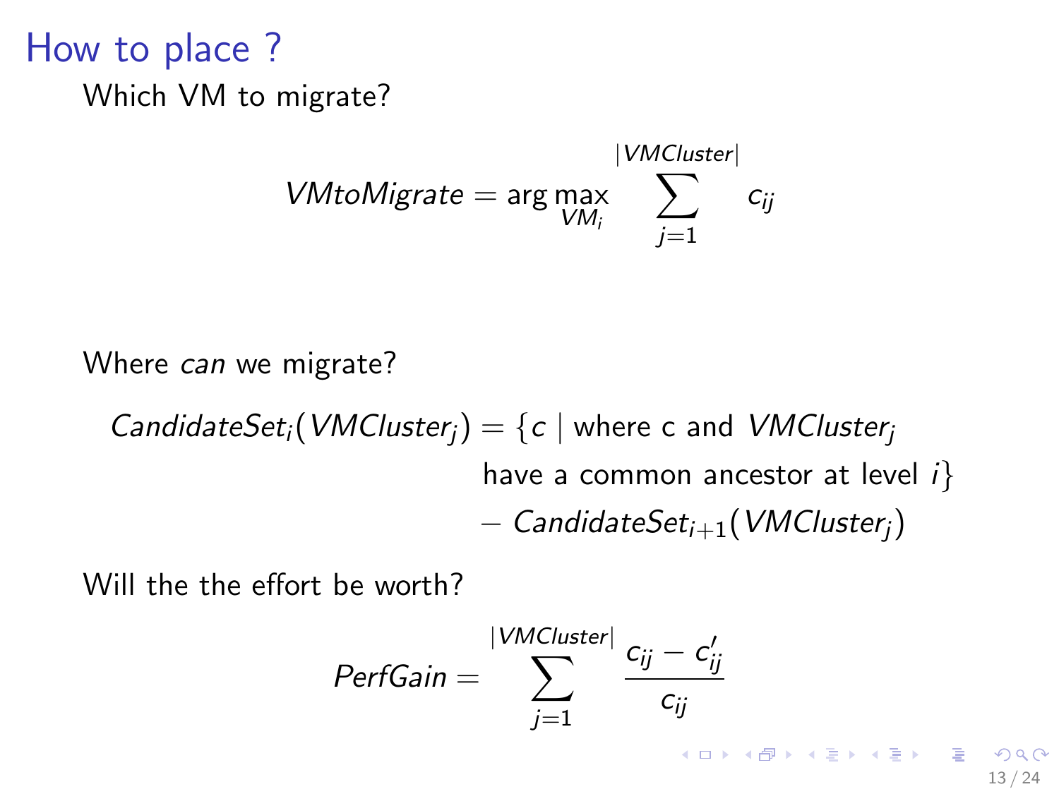# How to place ?

Which VM to migrate?

$$VMtoMigrate = \arg\max_{VM_i} \sum_{j=1}^{|VMCluster|} c_{ij}$$

Where *can* we migrate?

$$\begin{aligned} CandidateSet_i(VMCluster_j) = \{c \mid & \text{ where c and } VMCluster_j \\ & \text{have a common ancestor at level } i\} \\ & - CandidateSet_{i+1}(VMCluster_j) \end{aligned}$$

Will the the effort be worth?

$$PerfGain = \sum_{j=1}^{|VMCluster|} \frac{c_{ij} - c'_{ij}}{c_{ij}}$$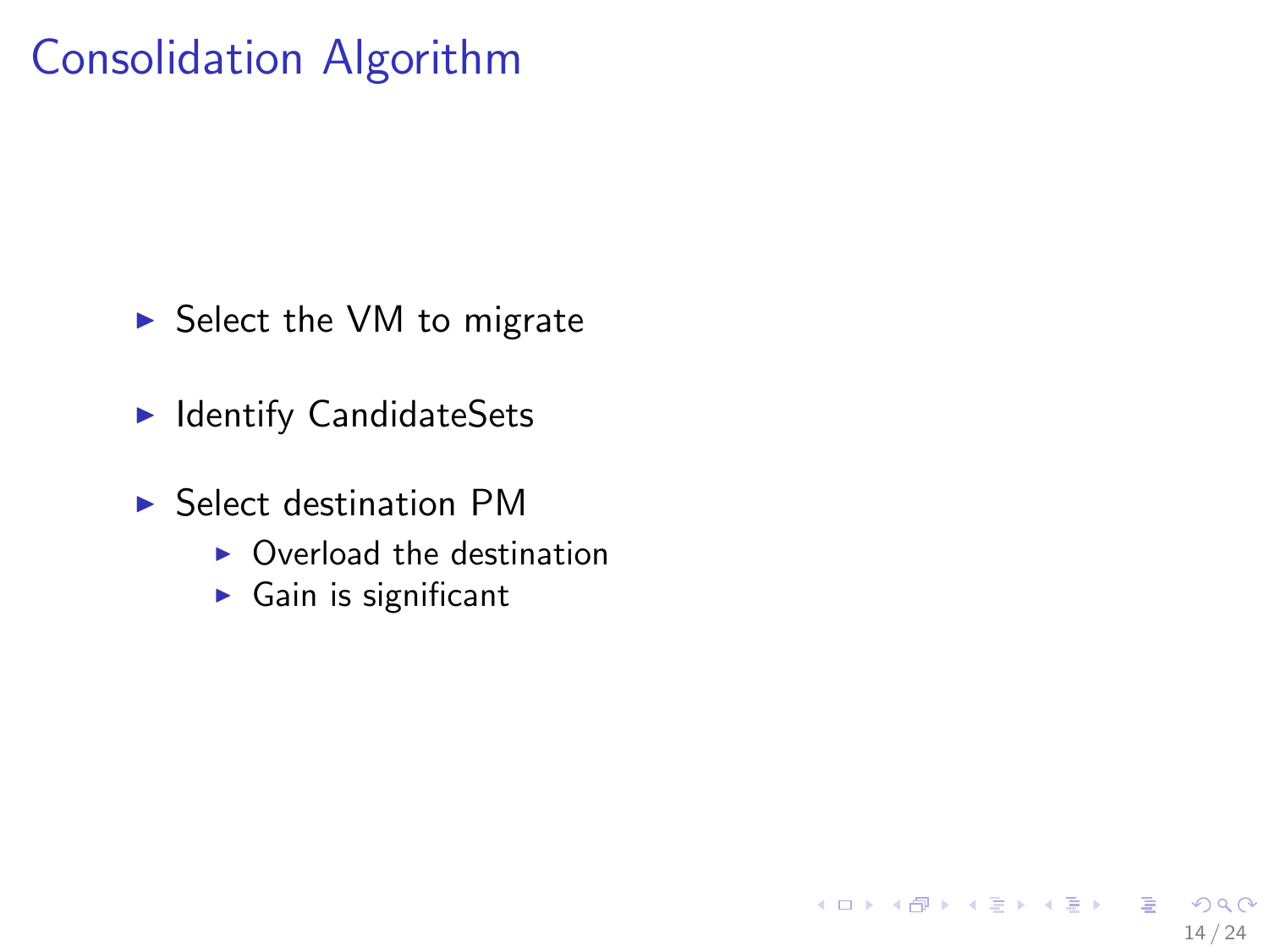# Consolidation Algorithm

- Select the VM to migrate
- Identify CandidateSets
- Select destination PM
  - Overload the destination
  - Gain is significant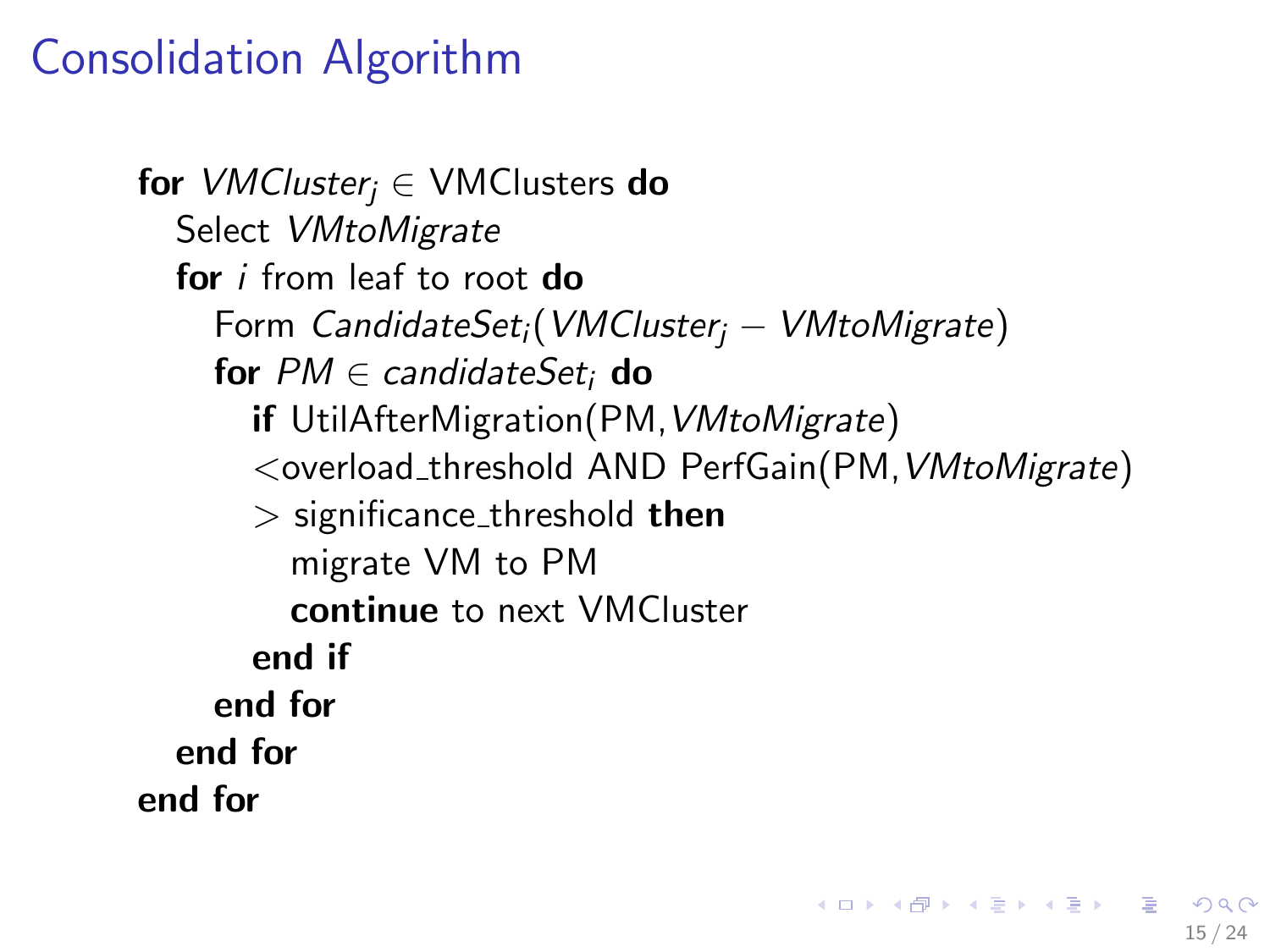# Consolidation Algorithm

```
for VMCluster_j ∈ VMClusters do
    Select VMtoMigrate
    for i from leaf to root do
        Form CandidateSet_i(VMCluster_j − VMtoMigrate)
        for PM ∈ candidateSet_i do
            if UtilAfterMigration(PM,VMtoMigrate)
            <overload_threshold AND PerfGain(PM,VMtoMigrate)
            > significance_threshold then
                migrate VM to PM
                continue to next VMCluster
            end if
        end for
    end for
end for
```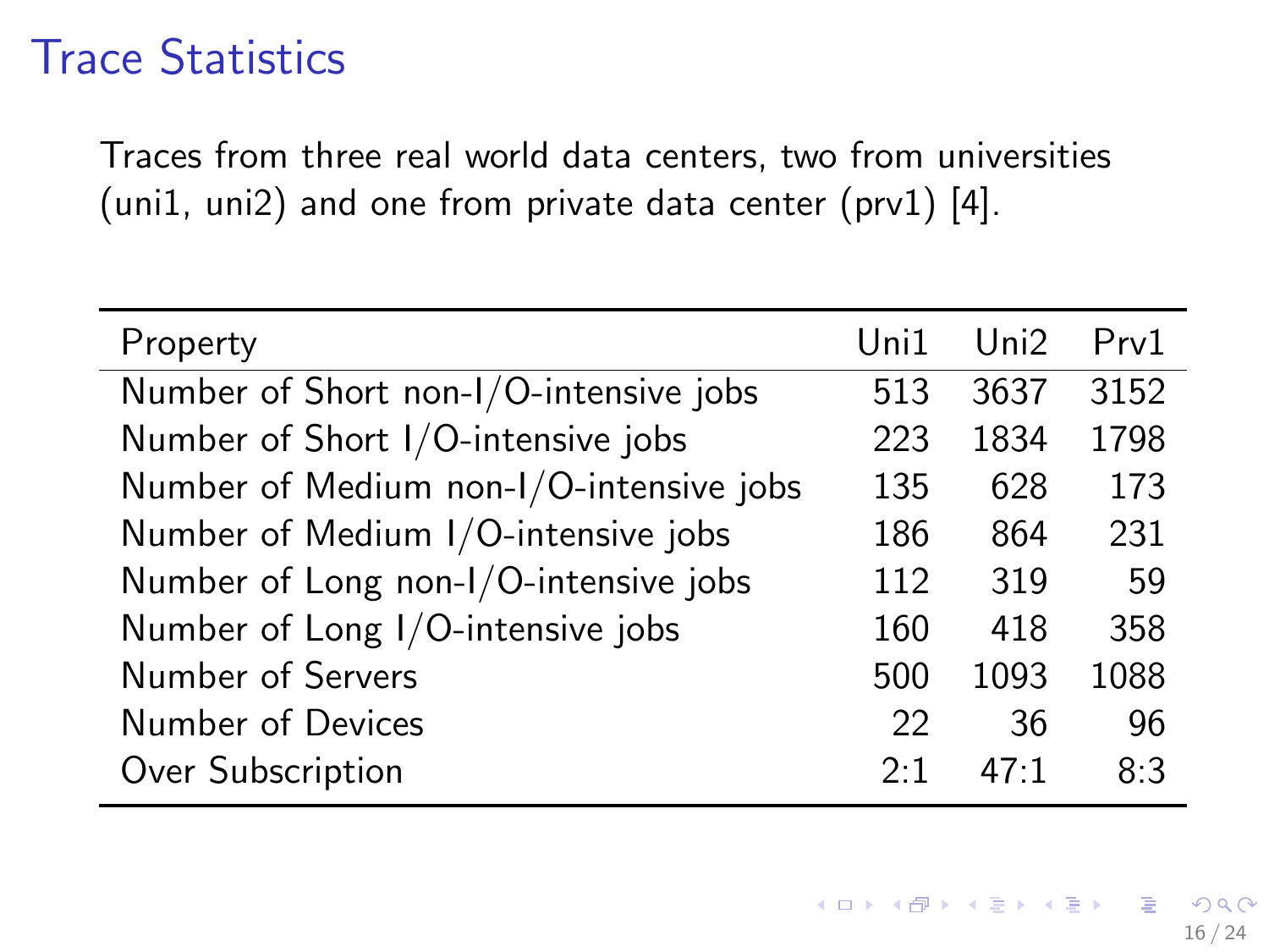# Trace Statistics

Traces from three real world data centers, two from universities (uni1, uni2) and one from private data center (prv1) [4].

| Property | Uni1 | Uni2 | Prv1 |
|---|---|---|---|
| Number of Short non-I/O-intensive jobs | 513 | 3637 | 3152 |
| Number of Short I/O-intensive jobs | 223 | 1834 | 1798 |
| Number of Medium non-I/O-intensive jobs | 135 | 628 | 173 |
| Number of Medium I/O-intensive jobs | 186 | 864 | 231 |
| Number of Long non-I/O-intensive jobs | 112 | 319 | 59 |
| Number of Long I/O-intensive jobs | 160 | 418 | 358 |
| Number of Servers | 500 | 1093 | 1088 |
| Number of Devices | 22 | 36 | 96 |
| Over Subscription | 2:1 | 47:1 | 8:3 |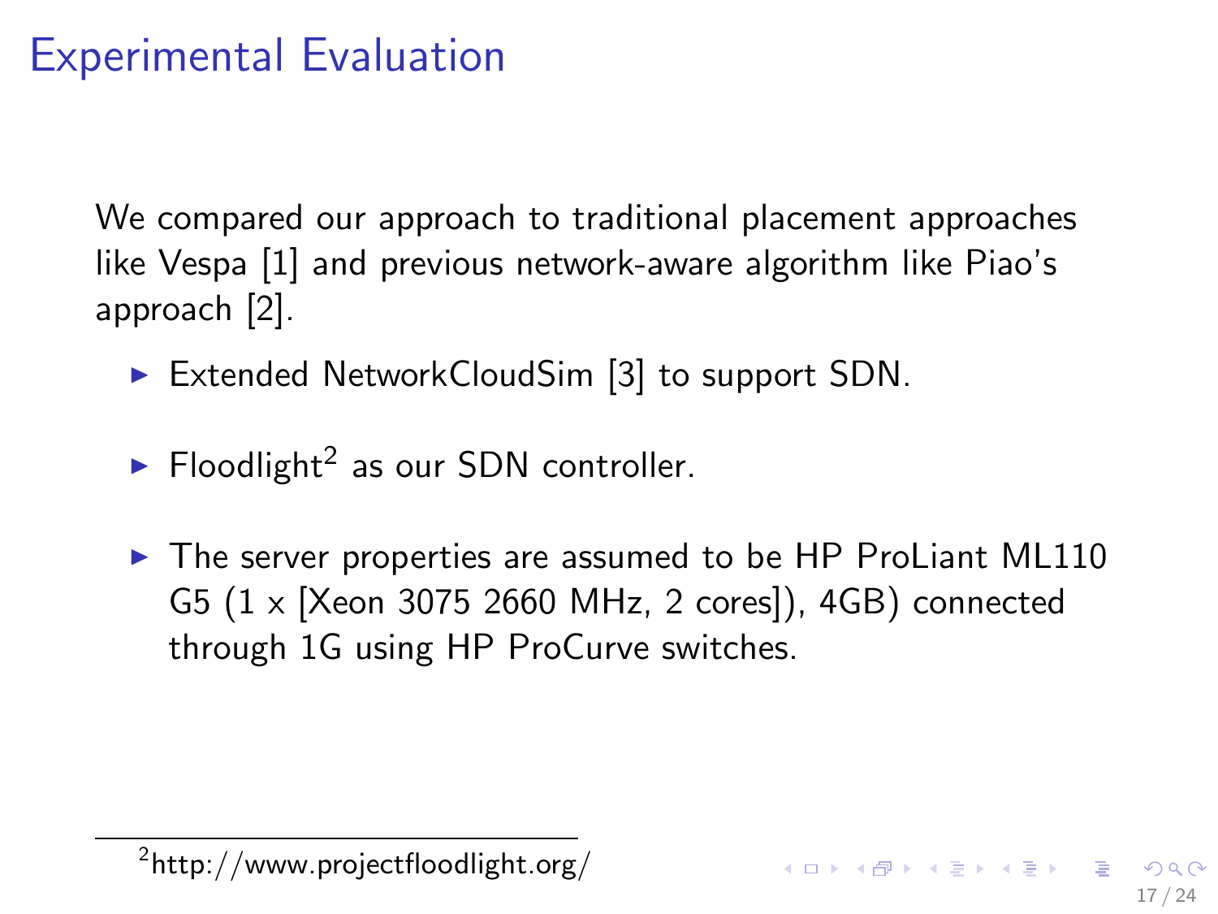# Experimental Evaluation

We compared our approach to traditional placement approaches like Vespa [1] and previous network-aware algorithm like Piao's approach [2].

- Extended NetworkCloudSim [3] to support SDN.
- Floodlight[2] as our SDN controller.
- The server properties are assumed to be HP ProLiant ML110 G5 (1 x [Xeon 3075 2660 MHz, 2 cores]), 4GB) connected through 1G using HP ProCurve switches.

[2] http://www.projectfloodlight.org/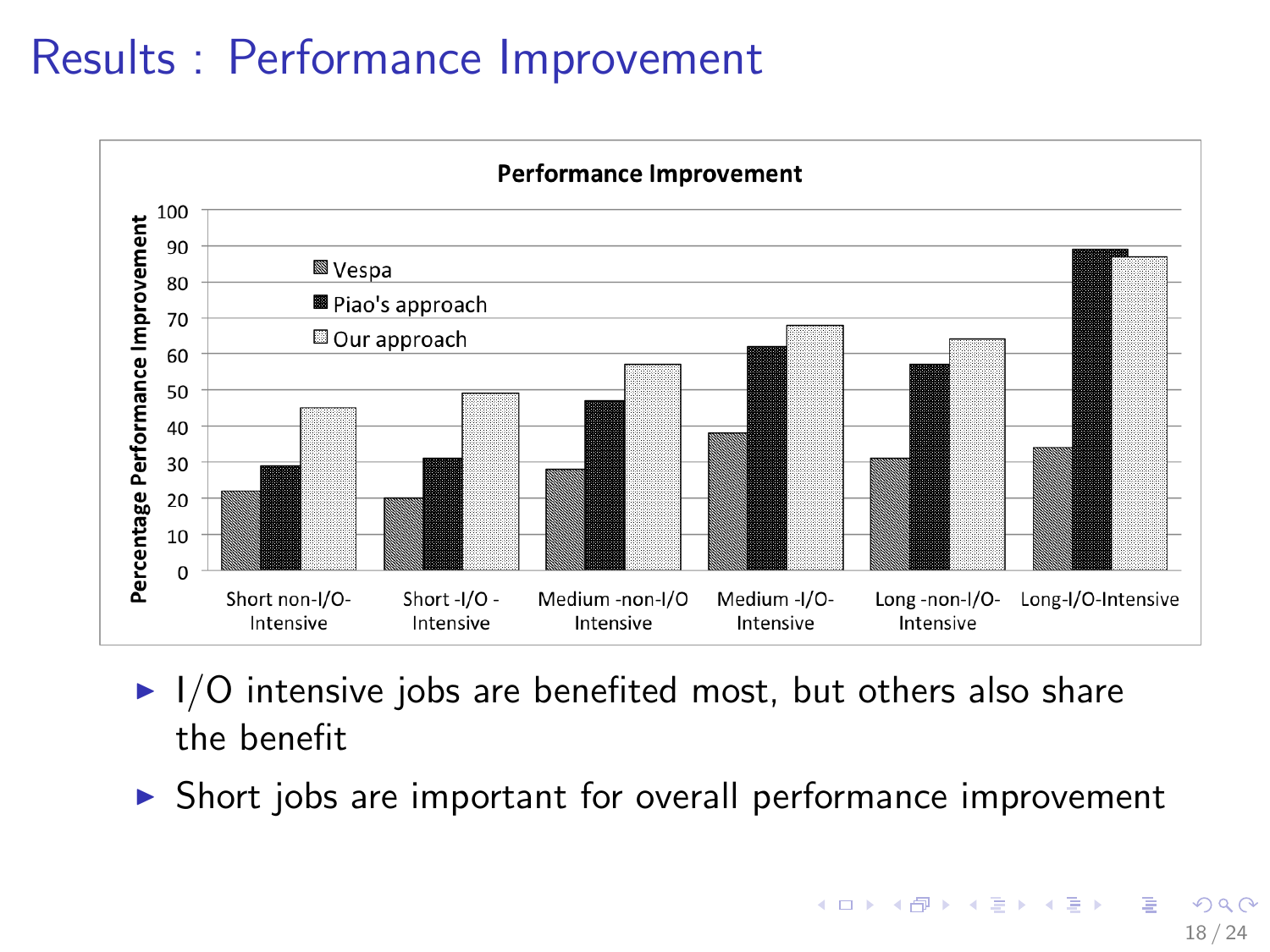# Results : Performance Improvement

**Performance Improvement**

| | Short non-I/O-Intensive | Short -I/O - Intensive | Medium -non-I/O Intensive | Medium -I/O-Intensive | Long -non-I/O-Intensive | Long-I/O-Intensive |
|---|---|---|---|---|---|---|
| Vespa | 22 | 20 | 28 | 38 | 31 | 34 |
| Piao's approach | 29 | 31 | 47 | 62 | 57 | 89 |
| Our approach | 45 | 49 | 57 | 68 | 64 | 87 |

Percentage Performance Improvement

- I/O intensive jobs are benefited most, but others also share the benefit
- Short jobs are important for overall performance improvement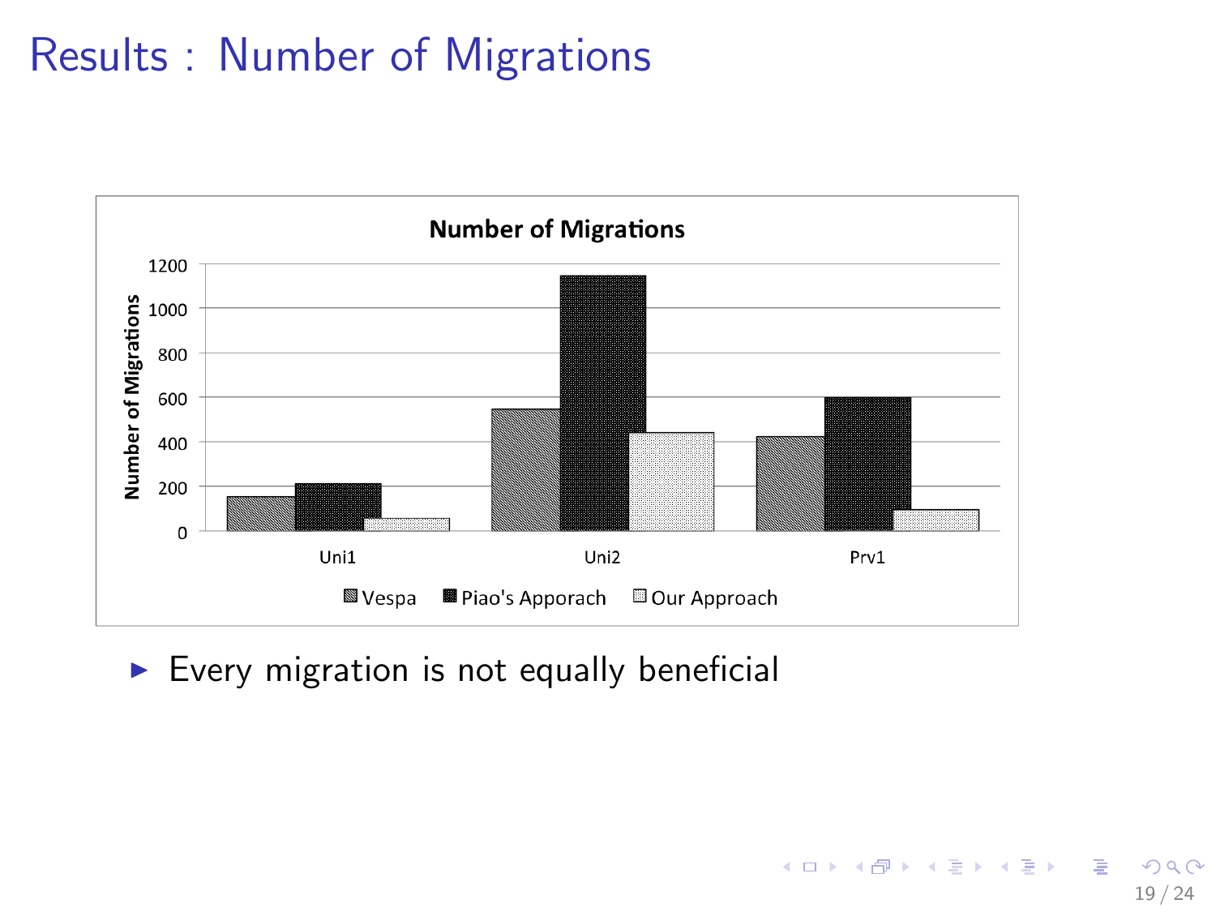# Results : Number of Migrations

- Every migration is not equally beneficial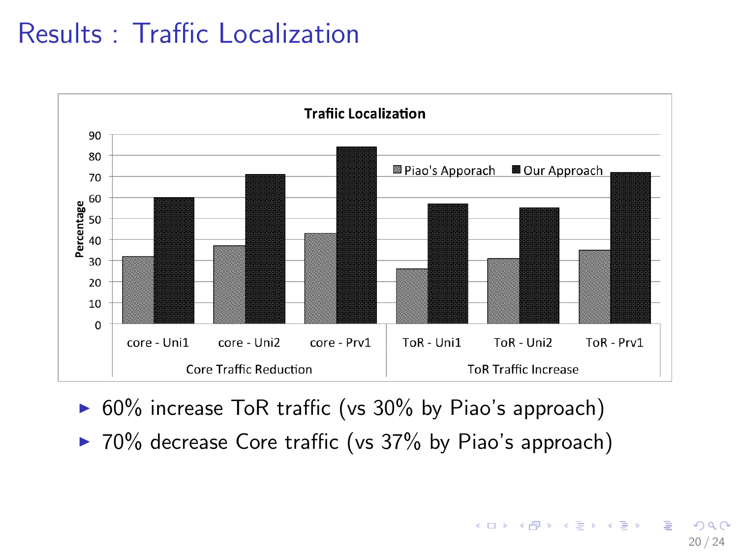# Results : Traffic Localization

- 60% increase ToR traffic (vs 30% by Piao's approach)
- 70% decrease Core traffic (vs 37% by Piao's approach)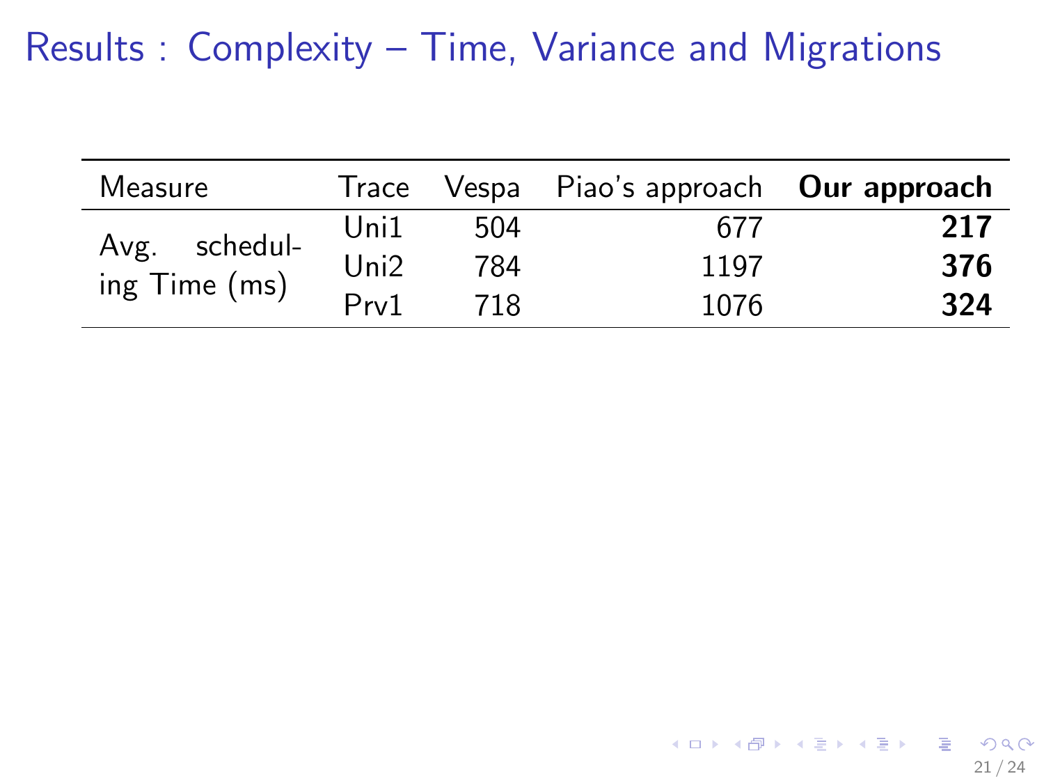# Results : Complexity – Time, Variance and Migrations

| Measure | Trace | Vespa | Piao's approach | **Our approach** |
|---|---|---|---|---|
| Avg. scheduling Time (ms) | Uni1 | 504 | 677 | **217** |
| | Uni2 | 784 | 1197 | **376** |
| | Prv1 | 718 | 1076 | **324** |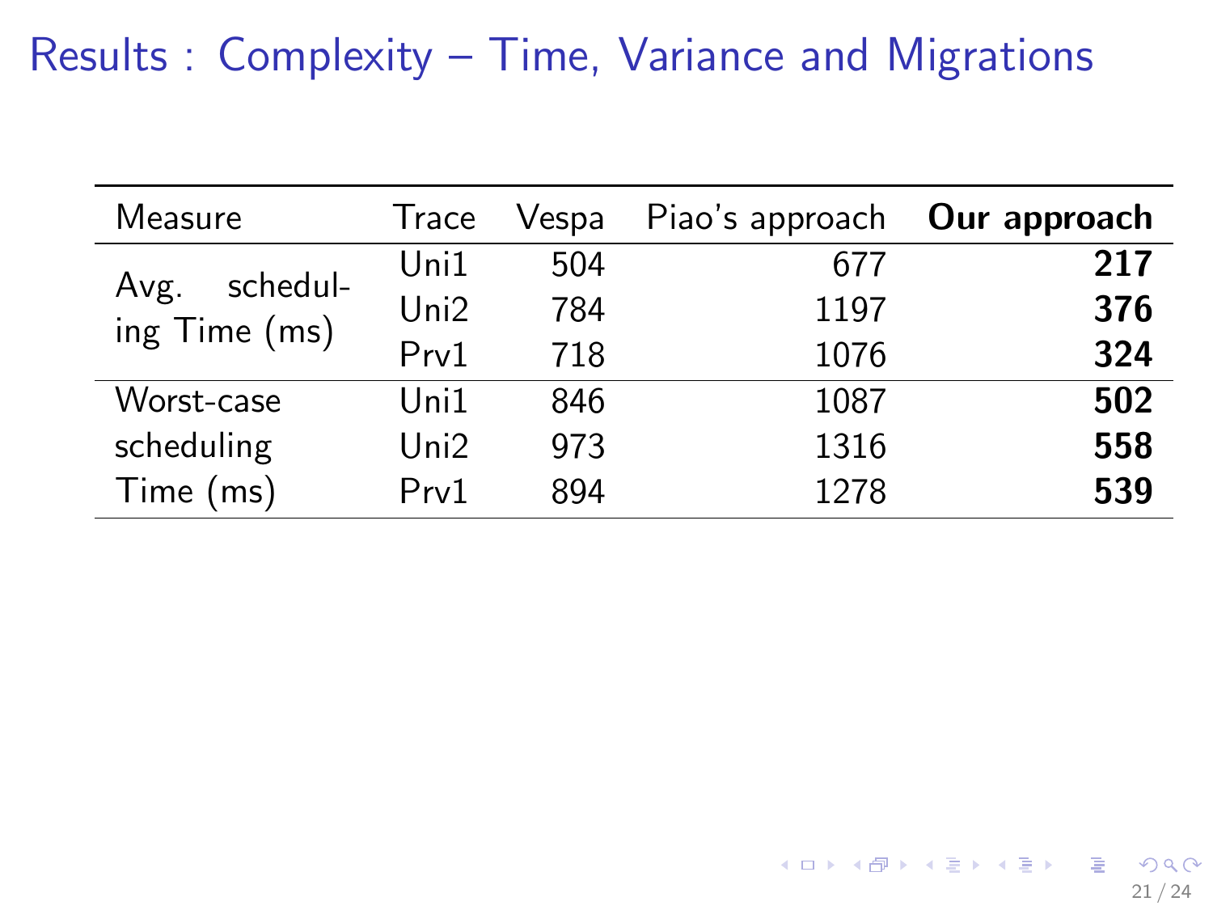# Results : Complexity – Time, Variance and Migrations

| Measure | Trace | Vespa | Piao's approach | **Our approach** |
|---|---|---|---|---|
| Avg. scheduling Time (ms) | Uni1 | 504 | 677 | **217** |
| | Uni2 | 784 | 1197 | **376** |
| | Prv1 | 718 | 1076 | **324** |
| Worst-case scheduling Time (ms) | Uni1 | 846 | 1087 | **502** |
| | Uni2 | 973 | 1316 | **558** |
| | Prv1 | 894 | 1278 | **539** |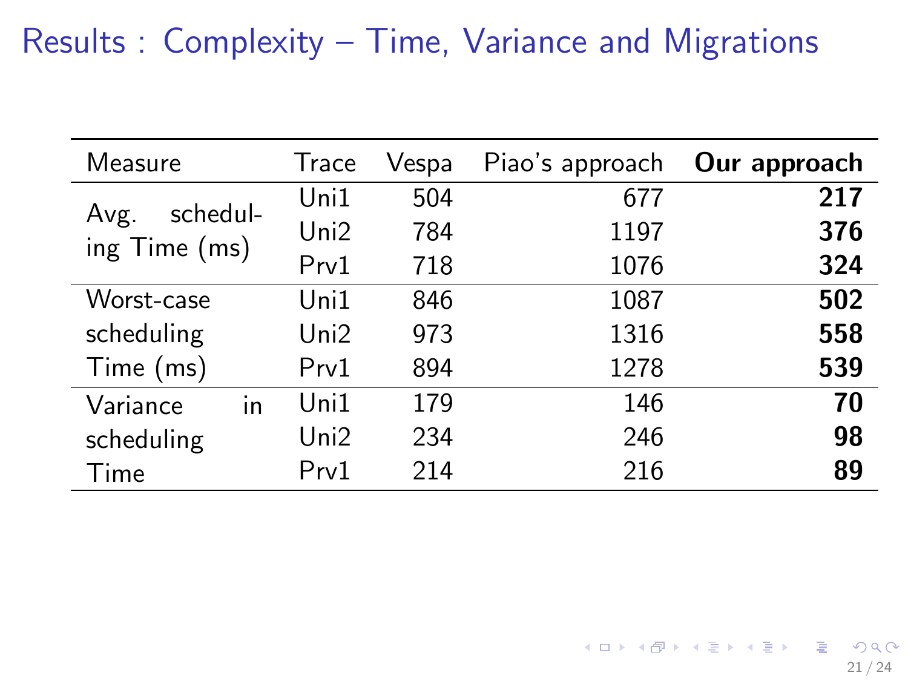# Results : Complexity – Time, Variance and Migrations

| Measure | Trace | Vespa | Piao's approach | **Our approach** |
|---|---|---|---|---|
| Avg. scheduling Time (ms) | Uni1 | 504 | 677 | **217** |
| | Uni2 | 784 | 1197 | **376** |
| | Prv1 | 718 | 1076 | **324** |
| Worst-case scheduling Time (ms) | Uni1 | 846 | 1087 | **502** |
| | Uni2 | 973 | 1316 | **558** |
| | Prv1 | 894 | 1278 | **539** |
| Variance in scheduling Time | Uni1 | 179 | 146 | **70** |
| | Uni2 | 234 | 246 | **98** |
| | Prv1 | 214 | 216 | **89** |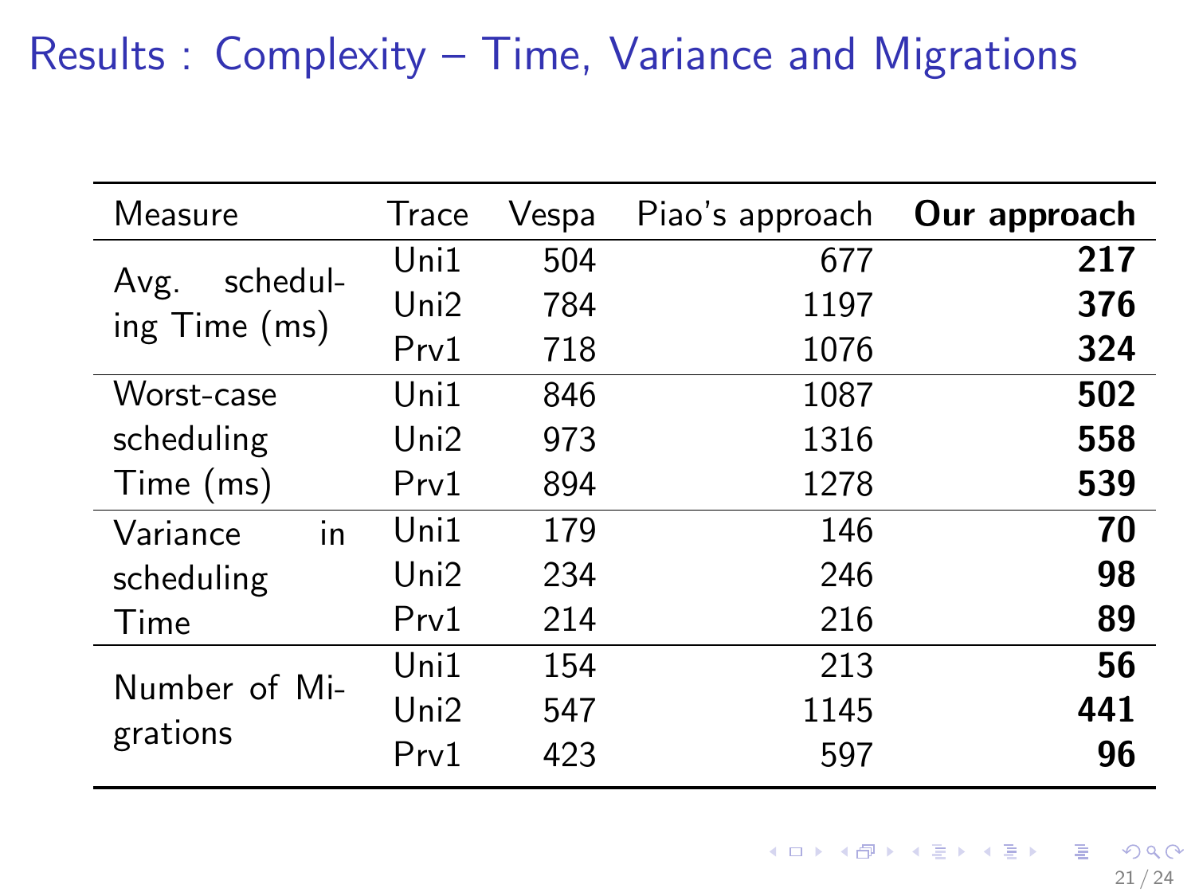# Results : Complexity – Time, Variance and Migrations

| Measure | Trace | Vespa | Piao's approach | **Our approach** |
|---|---|---|---|---|
| Avg. scheduling Time (ms) | Uni1 | 504 | 677 | **217** |
| | Uni2 | 784 | 1197 | **376** |
| | Prv1 | 718 | 1076 | **324** |
| Worst-case scheduling Time (ms) | Uni1 | 846 | 1087 | **502** |
| | Uni2 | 973 | 1316 | **558** |
| | Prv1 | 894 | 1278 | **539** |
| Variance in scheduling Time | Uni1 | 179 | 146 | **70** |
| | Uni2 | 234 | 246 | **98** |
| | Prv1 | 214 | 216 | **89** |
| Number of Migrations | Uni1 | 154 | 213 | **56** |
| | Uni2 | 547 | 1145 | **441** |
| | Prv1 | 423 | 597 | **96** |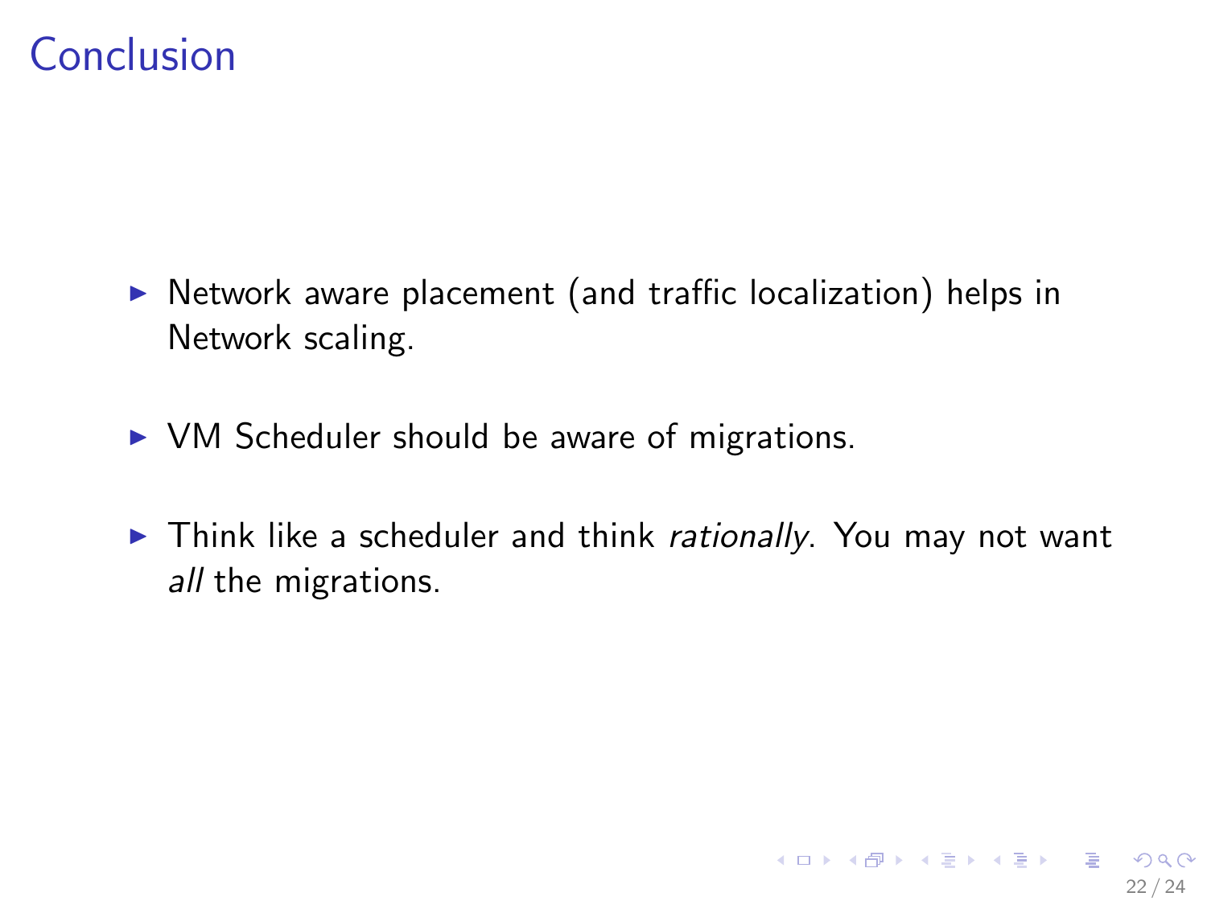# Conclusion

- Network aware placement (and traffic localization) helps in Network scaling.
- VM Scheduler should be aware of migrations.
- Think like a scheduler and think *rationally*. You may not want *all* the migrations.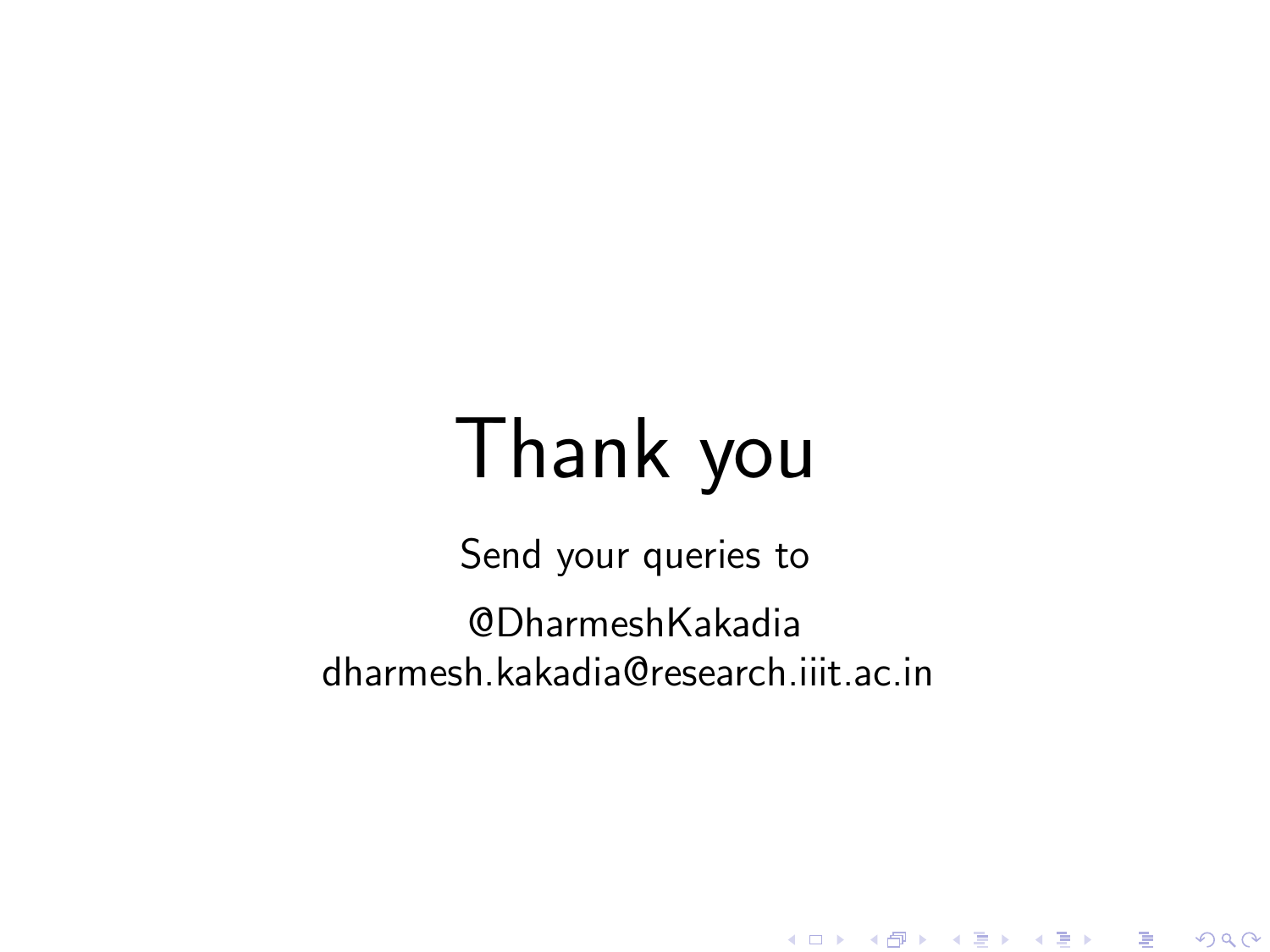# Thank you

Send your queries to

@DharmeshKakadia
dharmesh.kakadia@research.iiit.ac.in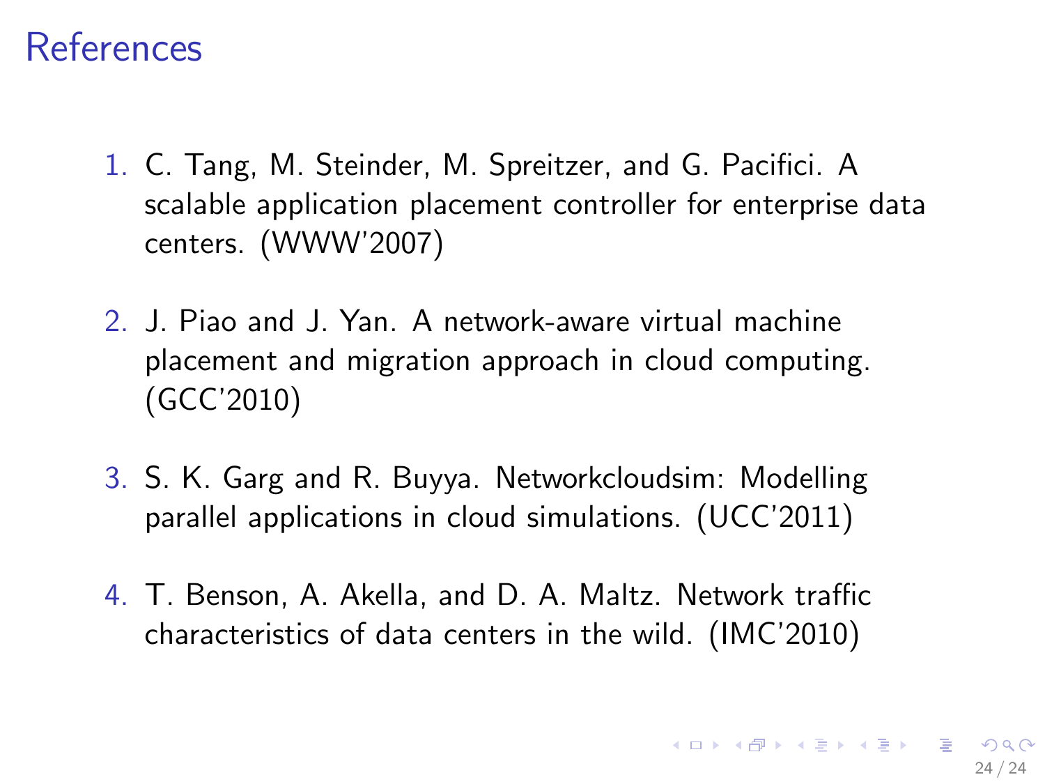# References

1. C. Tang, M. Steinder, M. Spreitzer, and G. Pacifici. A scalable application placement controller for enterprise data centers. (WWW'2007)

2. J. Piao and J. Yan. A network-aware virtual machine placement and migration approach in cloud computing. (GCC'2010)

3. S. K. Garg and R. Buyya. Networkcloudsim: Modelling parallel applications in cloud simulations. (UCC'2011)

4. T. Benson, A. Akella, and D. A. Maltz. Network traffic characteristics of data centers in the wild. (IMC'2010)